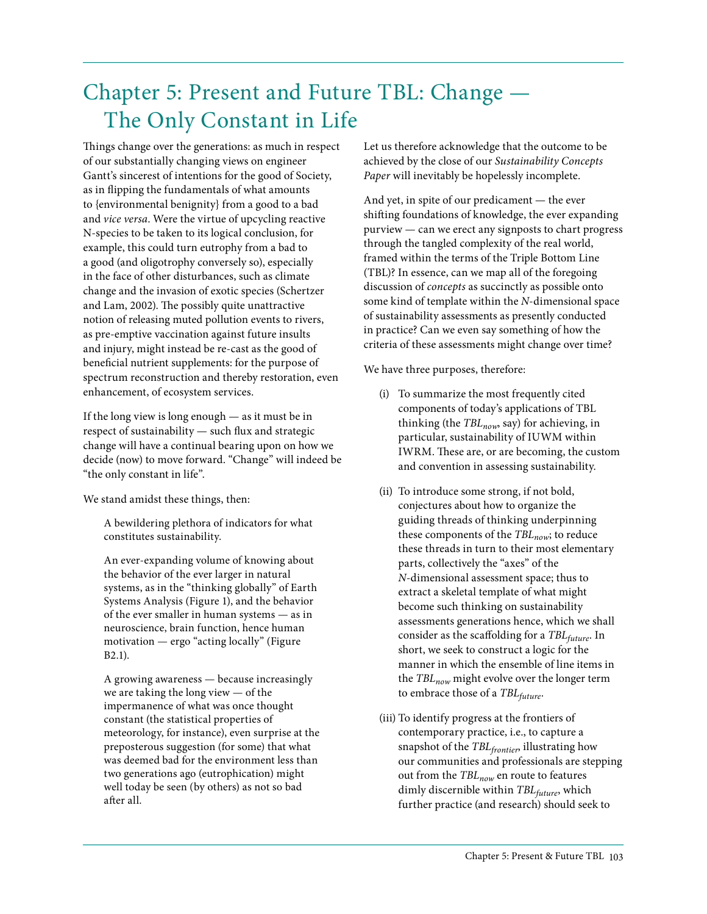// Chapter 5: Present and Future TBL: Change — The Only Constant in Life

Things change over the generations: as much in respect of our substantially changing views on engineer Gantt's sincerest of intentions for the good of Society, as in flipping the fundamentals of what amounts to {environmental benignity} from a good to a bad and *vice versa*. Were the virtue of upcycling reactive N-species to be taken to its logical conclusion, for example, this could turn eutrophy from a bad to a good (and oligotrophy conversely so), especially in the face of other disturbances, such as climate change and the invasion of exotic species (Schertzer and Lam, 2002). The possibly quite unattractive notion of releasing muted pollution events to rivers, as pre-emptive vaccination against future insults and injury, might instead be re-cast as the good of beneficial nutrient supplements: for the purpose of spectrum reconstruction and thereby restoration, even enhancement, of ecosystem services.

If the long view is long enough — as it must be in respect of sustainability — such flux and strategic change will have a continual bearing upon on how we decide (now) to move forward. "Change" will indeed be "the only constant in life".

We stand amidst these things, then:

> A bewildering plethora of indicators for what constitutes sustainability.
>
> An ever-expanding volume of knowing about the behavior of the ever larger in natural systems, as in the "thinking globally" of Earth Systems Analysis (Figure 1), and the behavior of the ever smaller in human systems — as in neuroscience, brain function, hence human motivation — ergo "acting locally" (Figure B2.1).
>
> A growing awareness — because increasingly we are taking the long view — of the impermanence of what was once thought constant (the statistical properties of meteorology, for instance), even surprise at the preposterous suggestion (for some) that what was deemed bad for the environment less than two generations ago (eutrophication) might well today be seen (by others) as not so bad after all.

Let us therefore acknowledge that the outcome to be achieved by the close of our *Sustainability Concepts Paper* will inevitably be hopelessly incomplete.

And yet, in spite of our predicament — the ever shifting foundations of knowledge, the ever expanding purview — can we erect any signposts to chart progress through the tangled complexity of the real world, framed within the terms of the Triple Bottom Line (TBL)? In essence, can we map all of the foregoing discussion of *concepts* as succinctly as possible onto some kind of template within the *N*-dimensional space of sustainability assessments as presently conducted in practice? Can we even say something of how the criteria of these assessments might change over time?

We have three purposes, therefore:

(i) To summarize the most frequently cited components of today's applications of TBL thinking (the $TBL_{now}$, say) for achieving, in particular, sustainability of IUWM within IWRM. These are, or are becoming, the custom and convention in assessing sustainability.

(ii) To introduce some strong, if not bold, conjectures about how to organize the guiding threads of thinking underpinning these components of the $TBL_{now}$; to reduce these threads in turn to their most elementary parts, collectively the "axes" of the *N*-dimensional assessment space; thus to extract a skeletal template of what might become such thinking on sustainability assessments generations hence, which we shall consider as the scaffolding for a $TBL_{future}$. In short, we seek to construct a logic for the manner in which the ensemble of line items in the $TBL_{now}$ might evolve over the longer term to embrace those of a $TBL_{future}$.

(iii) To identify progress at the frontiers of contemporary practice, i.e., to capture a snapshot of the $TBL_{frontier}$, illustrating how our communities and professionals are stepping out from the $TBL_{now}$ en route to features dimly discernible within $TBL_{future}$, which further practice (and research) should seek to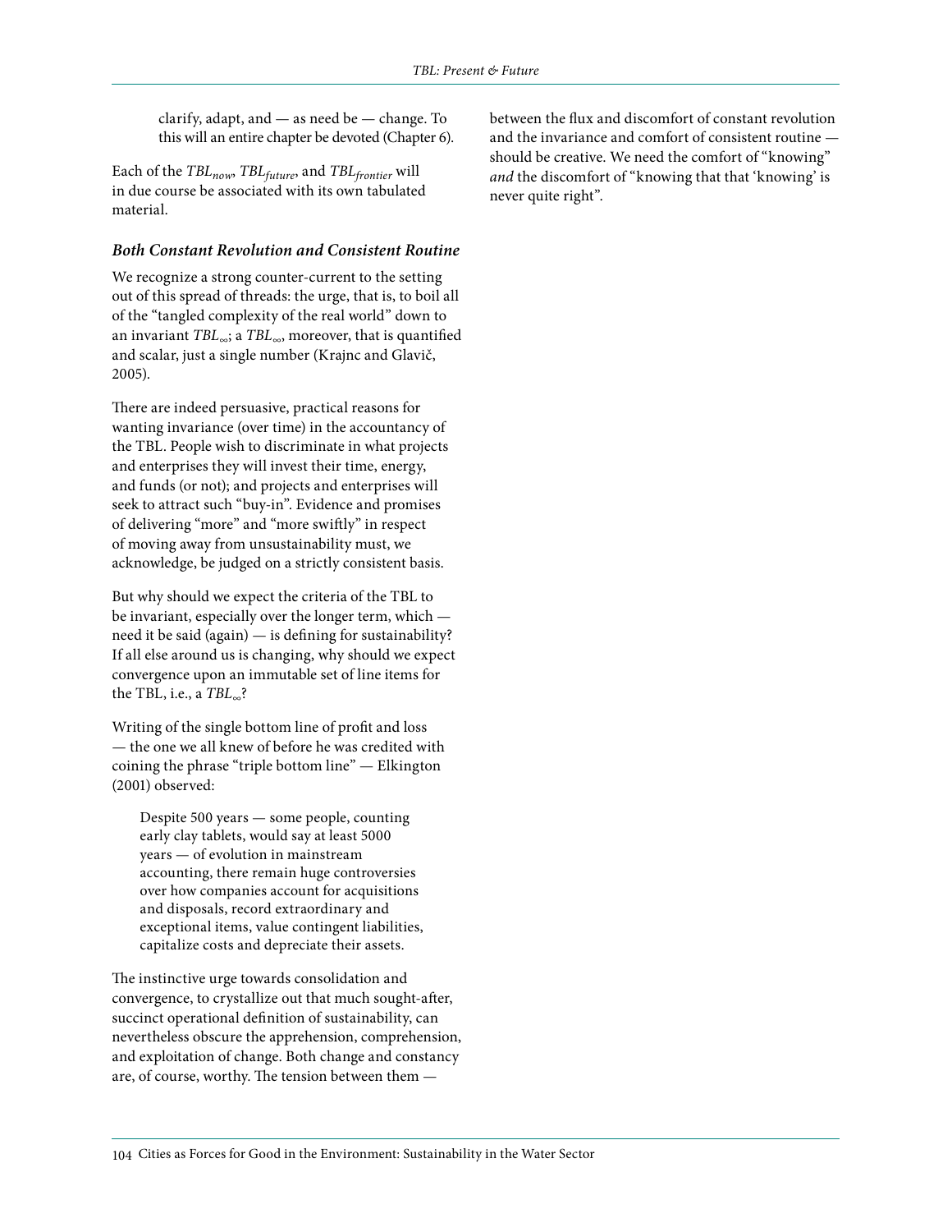clarify, adapt, and — as need be — change. To this will an entire chapter be devoted (Chapter 6).

Each of the $TBL_{now}$, $TBL_{future}$, and $TBL_{frontier}$ will in due course be associated with its own tabulated material.

### *Both Constant Revolution and Consistent Routine*

We recognize a strong counter-current to the setting out of this spread of threads: the urge, that is, to boil all of the "tangled complexity of the real world" down to an invariant $TBL_{\infty}$; a $TBL_{\infty}$, moreover, that is quantified and scalar, just a single number (Krajnc and Glavič, 2005).

There are indeed persuasive, practical reasons for wanting invariance (over time) in the accountancy of the TBL. People wish to discriminate in what projects and enterprises they will invest their time, energy, and funds (or not); and projects and enterprises will seek to attract such "buy-in". Evidence and promises of delivering "more" and "more swiftly" in respect of moving away from unsustainability must, we acknowledge, be judged on a strictly consistent basis.

But why should we expect the criteria of the TBL to be invariant, especially over the longer term, which — need it be said (again) — is defining for sustainability? If all else around us is changing, why should we expect convergence upon an immutable set of line items for the TBL, i.e., a $TBL_{\infty}$?

Writing of the single bottom line of profit and loss — the one we all knew of before he was credited with coining the phrase "triple bottom line" — Elkington (2001) observed:

> Despite 500 years — some people, counting early clay tablets, would say at least 5000 years — of evolution in mainstream accounting, there remain huge controversies over how companies account for acquisitions and disposals, record extraordinary and exceptional items, value contingent liabilities, capitalize costs and depreciate their assets.

The instinctive urge towards consolidation and convergence, to crystallize out that much sought-after, succinct operational definition of sustainability, can nevertheless obscure the apprehension, comprehension, and exploitation of change. Both change and constancy are, of course, worthy. The tension between them — between the flux and discomfort of constant revolution and the invariance and comfort of consistent routine — should be creative. We need the comfort of "knowing" *and* the discomfort of "knowing that that 'knowing' is never quite right".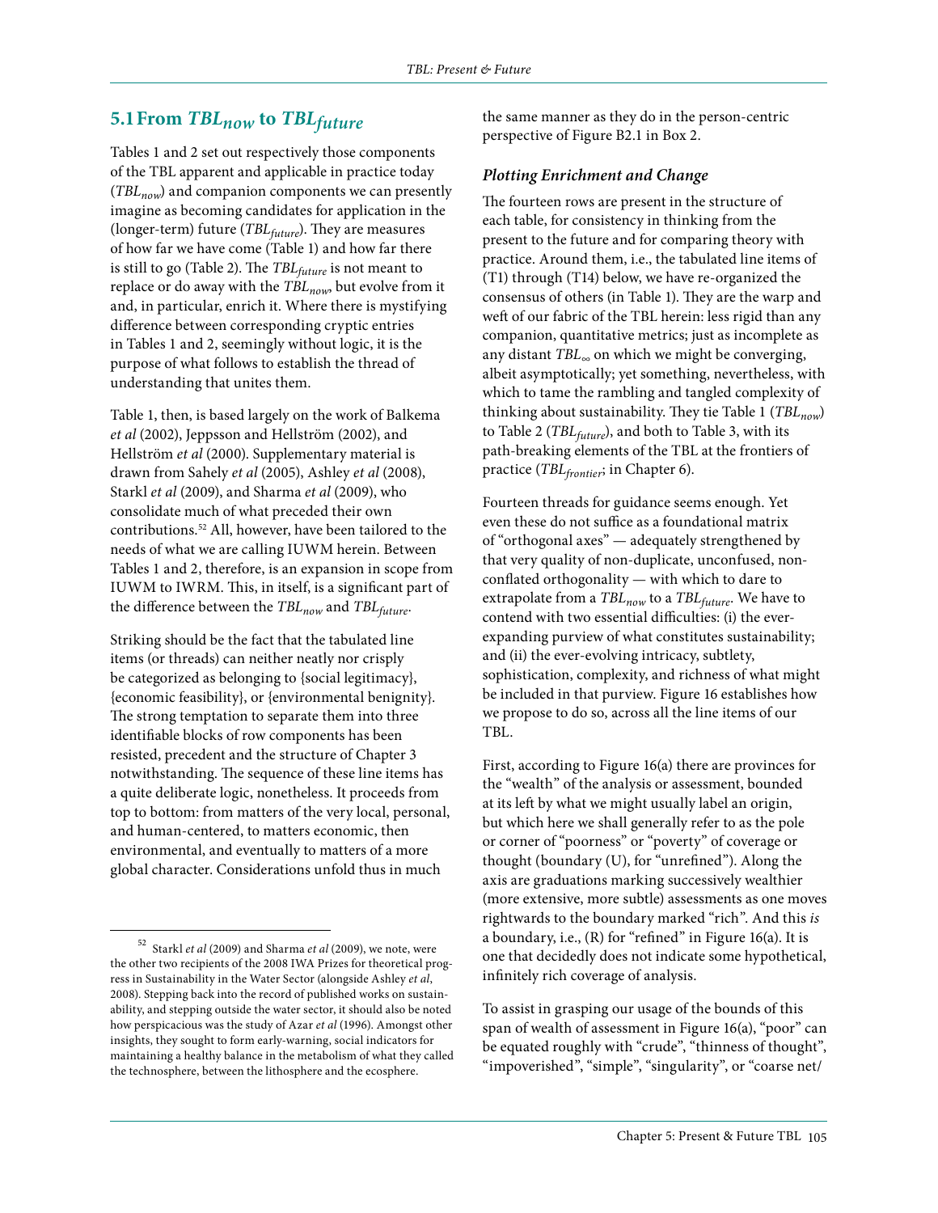## 5.1 From $TBL_{now}$ to $TBL_{future}$

Tables 1 and 2 set out respectively those components of the TBL apparent and applicable in practice today ($TBL_{now}$) and companion components we can presently imagine as becoming candidates for application in the (longer-term) future ($TBL_{future}$). They are measures of how far we have come (Table 1) and how far there is still to go (Table 2). The $TBL_{future}$ is not meant to replace or do away with the $TBL_{now}$, but evolve from it and, in particular, enrich it. Where there is mystifying difference between corresponding cryptic entries in Tables 1 and 2, seemingly without logic, it is the purpose of what follows to establish the thread of understanding that unites them.

Table 1, then, is based largely on the work of Balkema *et al* (2002), Jeppsson and Hellström (2002), and Hellström *et al* (2000). Supplementary material is drawn from Sahely *et al* (2005), Ashley *et al* (2008), Starkl *et al* (2009), and Sharma *et al* (2009), who consolidate much of what preceded their own contributions.[52] All, however, have been tailored to the needs of what we are calling IUWM herein. Between Tables 1 and 2, therefore, is an expansion in scope from IUWM to IWRM. This, in itself, is a significant part of the difference between the $TBL_{now}$ and $TBL_{future}$.

Striking should be the fact that the tabulated line items (or threads) can neither neatly nor crisply be categorized as belonging to {social legitimacy}, {economic feasibility}, or {environmental benignity}. The strong temptation to separate them into three identifiable blocks of row components has been resisted, precedent and the structure of Chapter 3 notwithstanding. The sequence of these line items has a quite deliberate logic, nonetheless. It proceeds from top to bottom: from matters of the very local, personal, and human-centered, to matters economic, then environmental, and eventually to matters of a more global character. Considerations unfold thus in much the same manner as they do in the person-centric perspective of Figure B2.1 in Box 2.

### *Plotting Enrichment and Change*

The fourteen rows are present in the structure of each table, for consistency in thinking from the present to the future and for comparing theory with practice. Around them, i.e., the tabulated line items of (T1) through (T14) below, we have re-organized the consensus of others (in Table 1). They are the warp and weft of our fabric of the TBL herein: less rigid than any companion, quantitative metrics; just as incomplete as any distant $TBL_{\infty}$ on which we might be converging, albeit asymptotically; yet something, nevertheless, with which to tame the rambling and tangled complexity of thinking about sustainability. They tie Table 1 ($TBL_{now}$) to Table 2 ($TBL_{future}$), and both to Table 3, with its path-breaking elements of the TBL at the frontiers of practice ($TBL_{frontier}$; in Chapter 6).

Fourteen threads for guidance seems enough. Yet even these do not suffice as a foundational matrix of "orthogonal axes" — adequately strengthened by that very quality of non-duplicate, unconfused, non-conflated orthogonality — with which to dare to extrapolate from a $TBL_{now}$ to a $TBL_{future}$. We have to contend with two essential difficulties: (i) the ever-expanding purview of what constitutes sustainability; and (ii) the ever-evolving intricacy, subtlety, sophistication, complexity, and richness of what might be included in that purview. Figure 16 establishes how we propose to do so, across all the line items of our TBL.

First, according to Figure 16(a) there are provinces for the "wealth" of the analysis or assessment, bounded at its left by what we might usually label an origin, but which here we shall generally refer to as the pole or corner of "poorness" or "poverty" of coverage or thought (boundary (U), for "unrefined"). Along the axis are graduations marking successively wealthier (more extensive, more subtle) assessments as one moves rightwards to the boundary marked "rich". And this *is* a boundary, i.e., (R) for "refined" in Figure 16(a). It is one that decidedly does not indicate some hypothetical, infinitely rich coverage of analysis.

To assist in grasping our usage of the bounds of this span of wealth of assessment in Figure 16(a), "poor" can be equated roughly with "crude", "thinness of thought", "impoverished", "simple", "singularity", or "coarse net/

---

[52] Starkl *et al* (2009) and Sharma *et al* (2009), we note, were the other two recipients of the 2008 IWA Prizes for theoretical progress in Sustainability in the Water Sector (alongside Ashley *et al*, 2008). Stepping back into the record of published works on sustainability, and stepping outside the water sector, it should also be noted how perspicacious was the study of Azar *et al* (1996). Amongst other insights, they sought to form early-warning, social indicators for maintaining a healthy balance in the metabolism of what they called the technosphere, between the lithosphere and the ecosphere.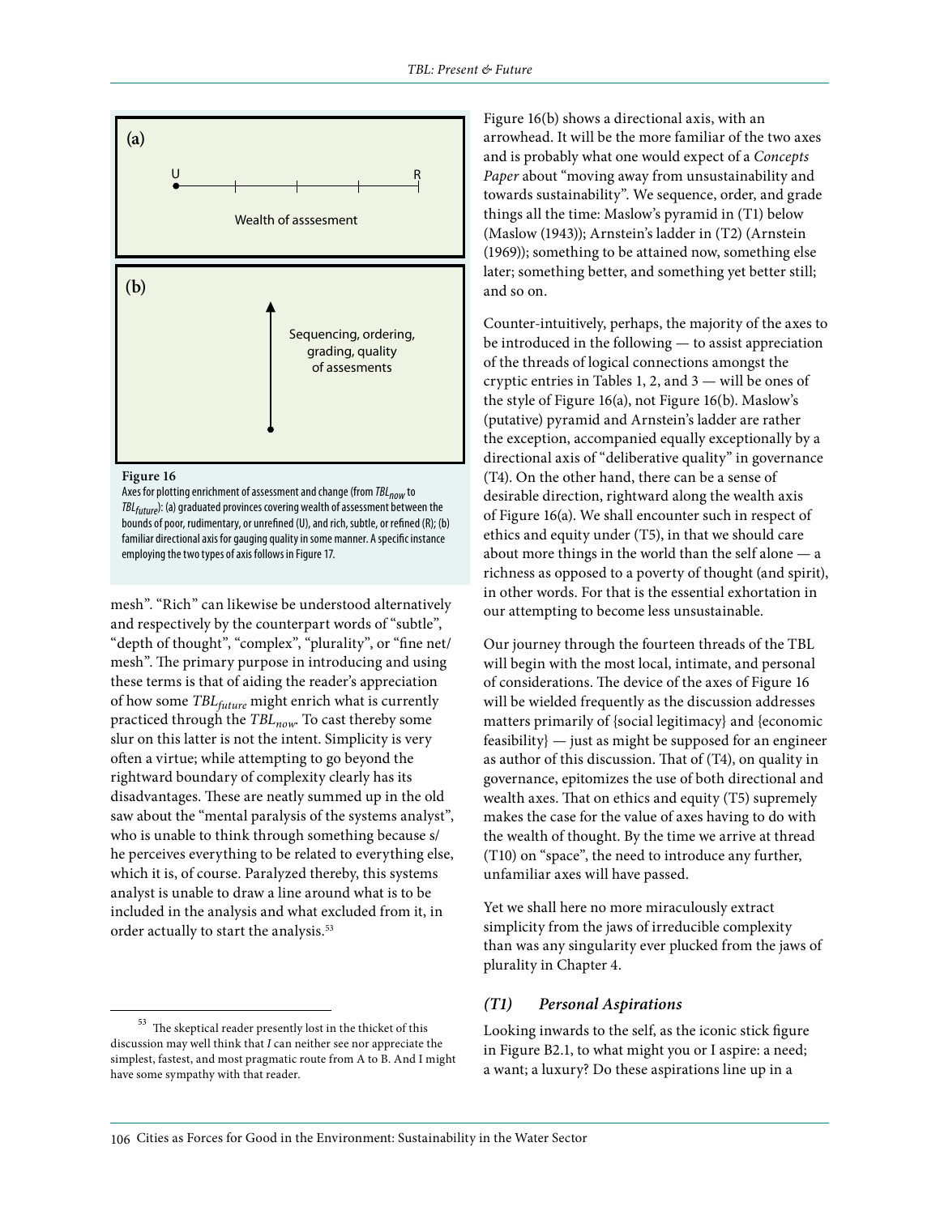(a)

U R

Wealth of asssesment

(b)

Sequencing, ordering, grading, quality of assesments

**Figure 16**

Axes for plotting enrichment of assessment and change (from $TBL_{now}$ to $TBL_{future}$): (a) graduated provinces covering wealth of assessment between the bounds of poor, rudimentary, or unrefined (U), and rich, subtle, or refined (R); (b) familiar directional axis for gauging quality in some manner. A specific instance employing the two types of axis follows in Figure 17.

mesh". "Rich" can likewise be understood alternatively and respectively by the counterpart words of "subtle", "depth of thought", "complex", "plurality", or "fine net/mesh". The primary purpose in introducing and using these terms is that of aiding the reader's appreciation of how some $TBL_{future}$ might enrich what is currently practiced through the $TBL_{now}$. To cast thereby some slur on this latter is not the intent. Simplicity is very often a virtue; while attempting to go beyond the rightward boundary of complexity clearly has its disadvantages. These are neatly summed up in the old saw about the "mental paralysis of the systems analyst", who is unable to think through something because s/he perceives everything to be related to everything else, which it is, of course. Paralyzed thereby, this systems analyst is unable to draw a line around what is to be included in the analysis and what excluded from it, in order actually to start the analysis.[53]

Figure 16(b) shows a directional axis, with an arrowhead. It will be the more familiar of the two axes and is probably what one would expect of a *Concepts Paper* about "moving away from unsustainability and towards sustainability". We sequence, order, and grade things all the time: Maslow's pyramid in (T1) below (Maslow (1943)); Arnstein's ladder in (T2) (Arnstein (1969)); something to be attained now, something else later; something better, and something yet better still; and so on.

Counter-intuitively, perhaps, the majority of the axes to be introduced in the following — to assist appreciation of the threads of logical connections amongst the cryptic entries in Tables 1, 2, and 3 — will be ones of the style of Figure 16(a), not Figure 16(b). Maslow's (putative) pyramid and Arnstein's ladder are rather the exception, accompanied equally exceptionally by a directional axis of "deliberative quality" in governance (T4). On the other hand, there can be a sense of desirable direction, rightward along the wealth axis of Figure 16(a). We shall encounter such in respect of ethics and equity under (T5), in that we should care about more things in the world than the self alone — a richness as opposed to a poverty of thought (and spirit), in other words. For that is the essential exhortation in our attempting to become less unsustainable.

Our journey through the fourteen threads of the TBL will begin with the most local, intimate, and personal of considerations. The device of the axes of Figure 16 will be wielded frequently as the discussion addresses matters primarily of {social legitimacy} and {economic feasibility} — just as might be supposed for an engineer as author of this discussion. That of (T4), on quality in governance, epitomizes the use of both directional and wealth axes. That on ethics and equity (T5) supremely makes the case for the value of axes having to do with the wealth of thought. By the time we arrive at thread (T10) on "space", the need to introduce any further, unfamiliar axes will have passed.

Yet we shall here no more miraculously extract simplicity from the jaws of irreducible complexity than was any singularity ever plucked from the jaws of plurality in Chapter 4.

### *(T1) Personal Aspirations*

Looking inwards to the self, as the iconic stick figure in Figure B2.1, to what might you or I aspire: a need; a want; a luxury? Do these aspirations line up in a

---

[53] The skeptical reader presently lost in the thicket of this discussion may well think that *I* can neither see nor appreciate the simplest, fastest, and most pragmatic route from A to B. And I might have some sympathy with that reader.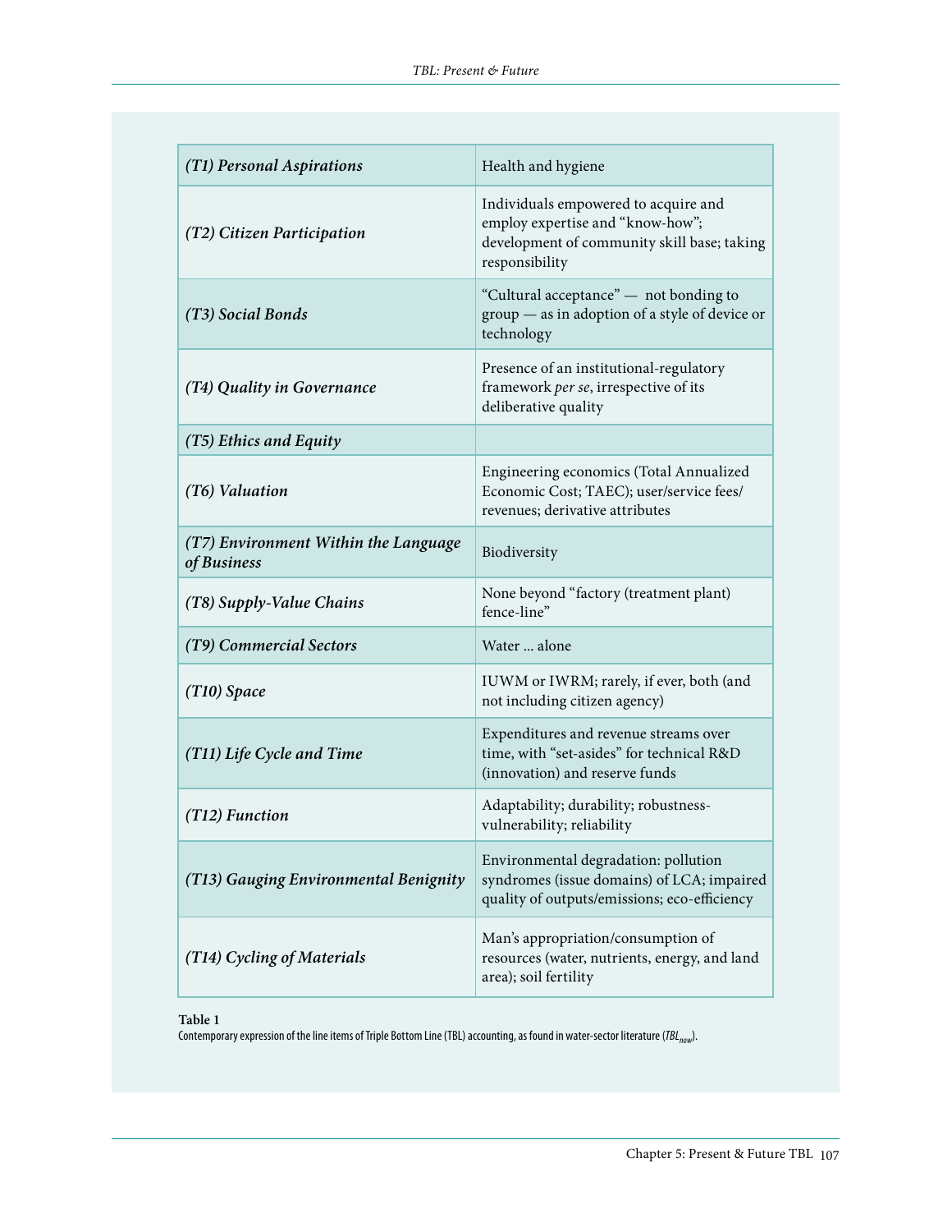| *(T1) Personal Aspirations* | Health and hygiene |
|---|---|
| *(T2) Citizen Participation* | Individuals empowered to acquire and employ expertise and "know-how"; development of community skill base; taking responsibility |
| *(T3) Social Bonds* | "Cultural acceptance" — not bonding to group — as in adoption of a style of device or technology |
| *(T4) Quality in Governance* | Presence of an institutional-regulatory framework *per se*, irrespective of its deliberative quality |
| *(T5) Ethics and Equity* | |
| *(T6) Valuation* | Engineering economics (Total Annualized Economic Cost; TAEC); user/service fees/revenues; derivative attributes |
| *(T7) Environment Within the Language of Business* | Biodiversity |
| *(T8) Supply-Value Chains* | None beyond "factory (treatment plant) fence-line" |
| *(T9) Commercial Sectors* | Water ... alone |
| *(T10) Space* | IUWM or IWRM; rarely, if ever, both (and not including citizen agency) |
| *(T11) Life Cycle and Time* | Expenditures and revenue streams over time, with "set-asides" for technical R&D (innovation) and reserve funds |
| *(T12) Function* | Adaptability; durability; robustness-vulnerability; reliability |
| *(T13) Gauging Environmental Benignity* | Environmental degradation: pollution syndromes (issue domains) of LCA; impaired quality of outputs/emissions; eco-efficiency |
| *(T14) Cycling of Materials* | Man's appropriation/consumption of resources (water, nutrients, energy, and land area); soil fertility |

**Table 1**
Contemporary expression of the line items of Triple Bottom Line (TBL) accounting, as found in water-sector literature ($TBL_{now}$).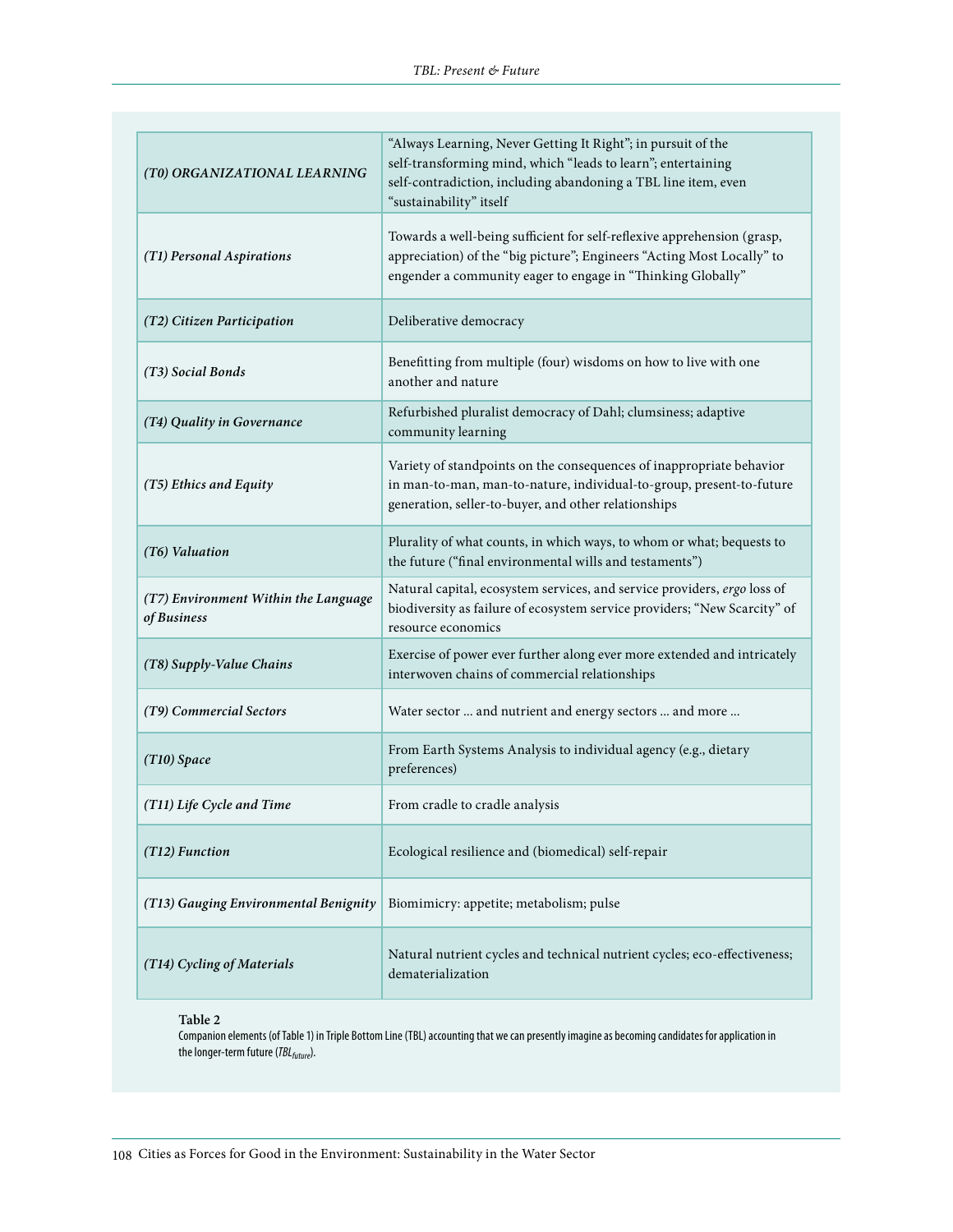| | |
|---|---|
| *(T0) ORGANIZATIONAL LEARNING* | "Always Learning, Never Getting It Right"; in pursuit of the self-transforming mind, which "leads to learn"; entertaining self-contradiction, including abandoning a TBL line item, even "sustainability" itself |
| *(T1) Personal Aspirations* | Towards a well-being sufficient for self-reflexive apprehension (grasp, appreciation) of the "big picture"; Engineers "Acting Most Locally" to engender a community eager to engage in "Thinking Globally" |
| *(T2) Citizen Participation* | Deliberative democracy |
| *(T3) Social Bonds* | Benefitting from multiple (four) wisdoms on how to live with one another and nature |
| *(T4) Quality in Governance* | Refurbished pluralist democracy of Dahl; clumsiness; adaptive community learning |
| *(T5) Ethics and Equity* | Variety of standpoints on the consequences of inappropriate behavior in man-to-man, man-to-nature, individual-to-group, present-to-future generation, seller-to-buyer, and other relationships |
| *(T6) Valuation* | Plurality of what counts, in which ways, to whom or what; bequests to the future ("final environmental wills and testaments") |
| *(T7) Environment Within the Language of Business* | Natural capital, ecosystem services, and service providers, *ergo* loss of biodiversity as failure of ecosystem service providers; "New Scarcity" of resource economics |
| *(T8) Supply-Value Chains* | Exercise of power ever further along ever more extended and intricately interwoven chains of commercial relationships |
| *(T9) Commercial Sectors* | Water sector … and nutrient and energy sectors … and more … |
| *(T10) Space* | From Earth Systems Analysis to individual agency (e.g., dietary preferences) |
| *(T11) Life Cycle and Time* | From cradle to cradle analysis |
| *(T12) Function* | Ecological resilience and (biomedical) self-repair |
| *(T13) Gauging Environmental Benignity* | Biomimicry: appetite; metabolism; pulse |
| *(T14) Cycling of Materials* | Natural nutrient cycles and technical nutrient cycles; eco-effectiveness; dematerialization |

**Table 2**
Companion elements (of Table 1) in Triple Bottom Line (TBL) accounting that we can presently imagine as becoming candidates for application in the longer-term future ($TBL_{future}$).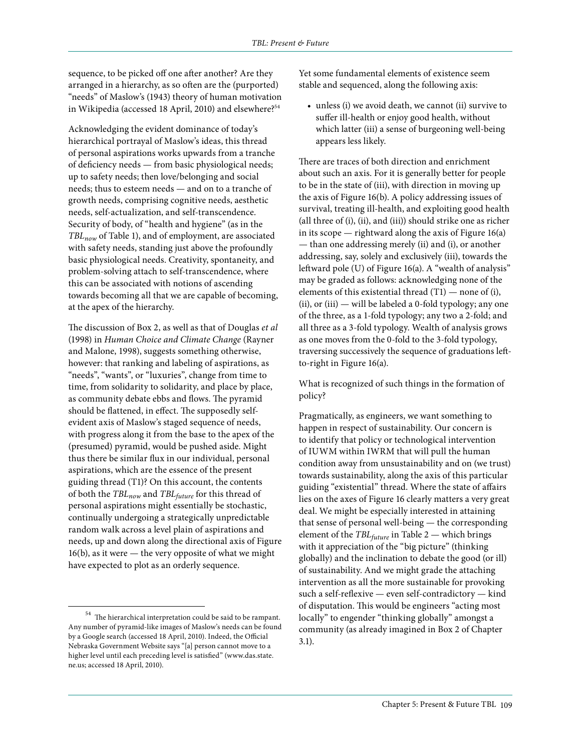sequence, to be picked off one after another? Are they arranged in a hierarchy, as so often are the (purported) "needs" of Maslow's (1943) theory of human motivation in Wikipedia (accessed 18 April, 2010) and elsewhere?[54]

Acknowledging the evident dominance of today's hierarchical portrayal of Maslow's ideas, this thread of personal aspirations works upwards from a tranche of deficiency needs — from basic physiological needs; up to safety needs; then love/belonging and social needs; thus to esteem needs — and on to a tranche of growth needs, comprising cognitive needs, aesthetic needs, self-actualization, and self-transcendence. Security of body, of "health and hygiene" (as in the $TBL_{now}$ of Table 1), and of employment, are associated with safety needs, standing just above the profoundly basic physiological needs. Creativity, spontaneity, and problem-solving attach to self-transcendence, where this can be associated with notions of ascending towards becoming all that we are capable of becoming, at the apex of the hierarchy.

The discussion of Box 2, as well as that of Douglas *et al* (1998) in *Human Choice and Climate Change* (Rayner and Malone, 1998), suggests something otherwise, however: that ranking and labeling of aspirations, as "needs", "wants", or "luxuries", change from time to time, from solidarity to solidarity, and place by place, as community debate ebbs and flows. The pyramid should be flattened, in effect. The supposedly self-evident axis of Maslow's staged sequence of needs, with progress along it from the base to the apex of the (presumed) pyramid, would be pushed aside. Might thus there be similar flux in our individual, personal aspirations, which are the essence of the present guiding thread (T1)? On this account, the contents of both the $TBL_{now}$ and $TBL_{future}$ for this thread of personal aspirations might essentially be stochastic, continually undergoing a strategically unpredictable random walk across a level plain of aspirations and needs, up and down along the directional axis of Figure 16(b), as it were — the very opposite of what we might have expected to plot as an orderly sequence.

Yet some fundamental elements of existence seem stable and sequenced, along the following axis:

- unless (i) we avoid death, we cannot (ii) survive to suffer ill-health or enjoy good health, without which latter (iii) a sense of burgeoning well-being appears less likely.

There are traces of both direction and enrichment about such an axis. For it is generally better for people to be in the state of (iii), with direction in moving up the axis of Figure 16(b). A policy addressing issues of survival, treating ill-health, and exploiting good health (all three of (i), (ii), and (iii)) should strike one as richer in its scope — rightward along the axis of Figure 16(a) — than one addressing merely (ii) and (i), or another addressing, say, solely and exclusively (iii), towards the leftward pole (U) of Figure 16(a). A "wealth of analysis" may be graded as follows: acknowledging none of the elements of this existential thread (T1) — none of (i), (ii), or (iii) — will be labeled a 0-fold typology; any one of the three, as a 1-fold typology; any two a 2-fold; and all three as a 3-fold typology. Wealth of analysis grows as one moves from the 0-fold to the 3-fold typology, traversing successively the sequence of graduations left-to-right in Figure 16(a).

What is recognized of such things in the formation of policy?

Pragmatically, as engineers, we want something to happen in respect of sustainability. Our concern is to identify that policy or technological intervention of IUWM within IWRM that will pull the human condition away from unsustainability and on (we trust) towards sustainability, along the axis of this particular guiding "existential" thread. Where the state of affairs lies on the axes of Figure 16 clearly matters a very great deal. We might be especially interested in attaining that sense of personal well-being — the corresponding element of the $TBL_{future}$ in Table 2 — which brings with it appreciation of the "big picture" (thinking globally) and the inclination to debate the good (or ill) of sustainability. And we might grade the attaching intervention as all the more sustainable for provoking such a self-reflexive — even self-contradictory — kind of disputation. This would be engineers "acting most locally" to engender "thinking globally" amongst a community (as already imagined in Box 2 of Chapter 3.1).

---

[54] The hierarchical interpretation could be said to be rampant. Any number of pyramid-like images of Maslow's needs can be found by a Google search (accessed 18 April, 2010). Indeed, the Official Nebraska Government Website says "[a] person cannot move to a higher level until each preceding level is satisfied" (www.das.state.ne.us; accessed 18 April, 2010).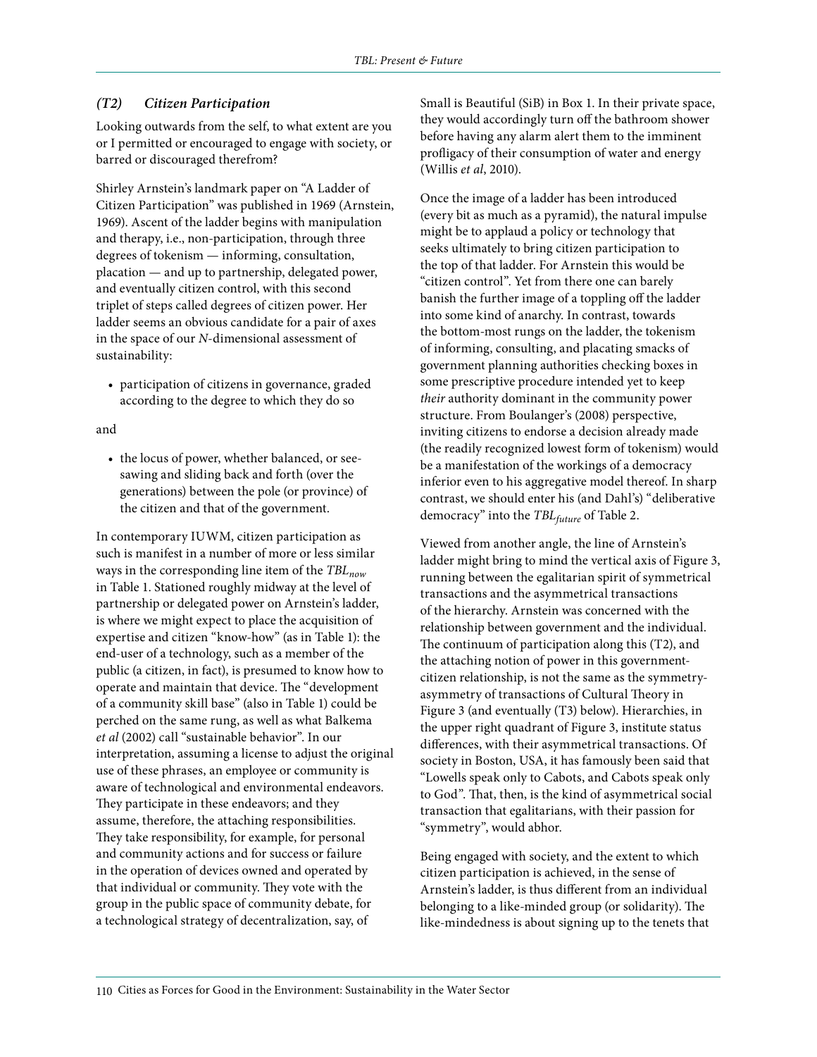### *(T2) Citizen Participation*

Looking outwards from the self, to what extent are you or I permitted or encouraged to engage with society, or barred or discouraged therefrom?

Shirley Arnstein's landmark paper on "A Ladder of Citizen Participation" was published in 1969 (Arnstein, 1969). Ascent of the ladder begins with manipulation and therapy, i.e., non-participation, through three degrees of tokenism — informing, consultation, placation — and up to partnership, delegated power, and eventually citizen control, with this second triplet of steps called degrees of citizen power. Her ladder seems an obvious candidate for a pair of axes in the space of our *N*-dimensional assessment of sustainability:

- participation of citizens in governance, graded according to the degree to which they do so

and

- the locus of power, whether balanced, or see-sawing and sliding back and forth (over the generations) between the pole (or province) of the citizen and that of the government.

In contemporary IUWM, citizen participation as such is manifest in a number of more or less similar ways in the corresponding line item of the $TBL_{now}$ in Table 1. Stationed roughly midway at the level of partnership or delegated power on Arnstein's ladder, is where we might expect to place the acquisition of expertise and citizen "know-how" (as in Table 1): the end-user of a technology, such as a member of the public (a citizen, in fact), is presumed to know how to operate and maintain that device. The "development of a community skill base" (also in Table 1) could be perched on the same rung, as well as what Balkema *et al* (2002) call "sustainable behavior". In our interpretation, assuming a license to adjust the original use of these phrases, an employee or community is aware of technological and environmental endeavors. They participate in these endeavors; and they assume, therefore, the attaching responsibilities. They take responsibility, for example, for personal and community actions and for success or failure in the operation of devices owned and operated by that individual or community. They vote with the group in the public space of community debate, for a technological strategy of decentralization, say, of Small is Beautiful (SiB) in Box 1. In their private space, they would accordingly turn off the bathroom shower before having any alarm alert them to the imminent profligacy of their consumption of water and energy (Willis *et al*, 2010).

Once the image of a ladder has been introduced (every bit as much as a pyramid), the natural impulse might be to applaud a policy or technology that seeks ultimately to bring citizen participation to the top of that ladder. For Arnstein this would be "citizen control". Yet from there one can barely banish the further image of a toppling off the ladder into some kind of anarchy. In contrast, towards the bottom-most rungs on the ladder, the tokenism of informing, consulting, and placating smacks of government planning authorities checking boxes in some prescriptive procedure intended yet to keep *their* authority dominant in the community power structure. From Boulanger's (2008) perspective, inviting citizens to endorse a decision already made (the readily recognized lowest form of tokenism) would be a manifestation of the workings of a democracy inferior even to his aggregative model thereof. In sharp contrast, we should enter his (and Dahl's) "deliberative democracy" into the $TBL_{future}$ of Table 2.

Viewed from another angle, the line of Arnstein's ladder might bring to mind the vertical axis of Figure 3, running between the egalitarian spirit of symmetrical transactions and the asymmetrical transactions of the hierarchy. Arnstein was concerned with the relationship between government and the individual. The continuum of participation along this (T2), and the attaching notion of power in this government-citizen relationship, is not the same as the symmetry-asymmetry of transactions of Cultural Theory in Figure 3 (and eventually (T3) below). Hierarchies, in the upper right quadrant of Figure 3, institute status differences, with their asymmetrical transactions. Of society in Boston, USA, it has famously been said that "Lowells speak only to Cabots, and Cabots speak only to God". That, then, is the kind of asymmetrical social transaction that egalitarians, with their passion for "symmetry", would abhor.

Being engaged with society, and the extent to which citizen participation is achieved, in the sense of Arnstein's ladder, is thus different from an individual belonging to a like-minded group (or solidarity). The like-mindedness is about signing up to the tenets that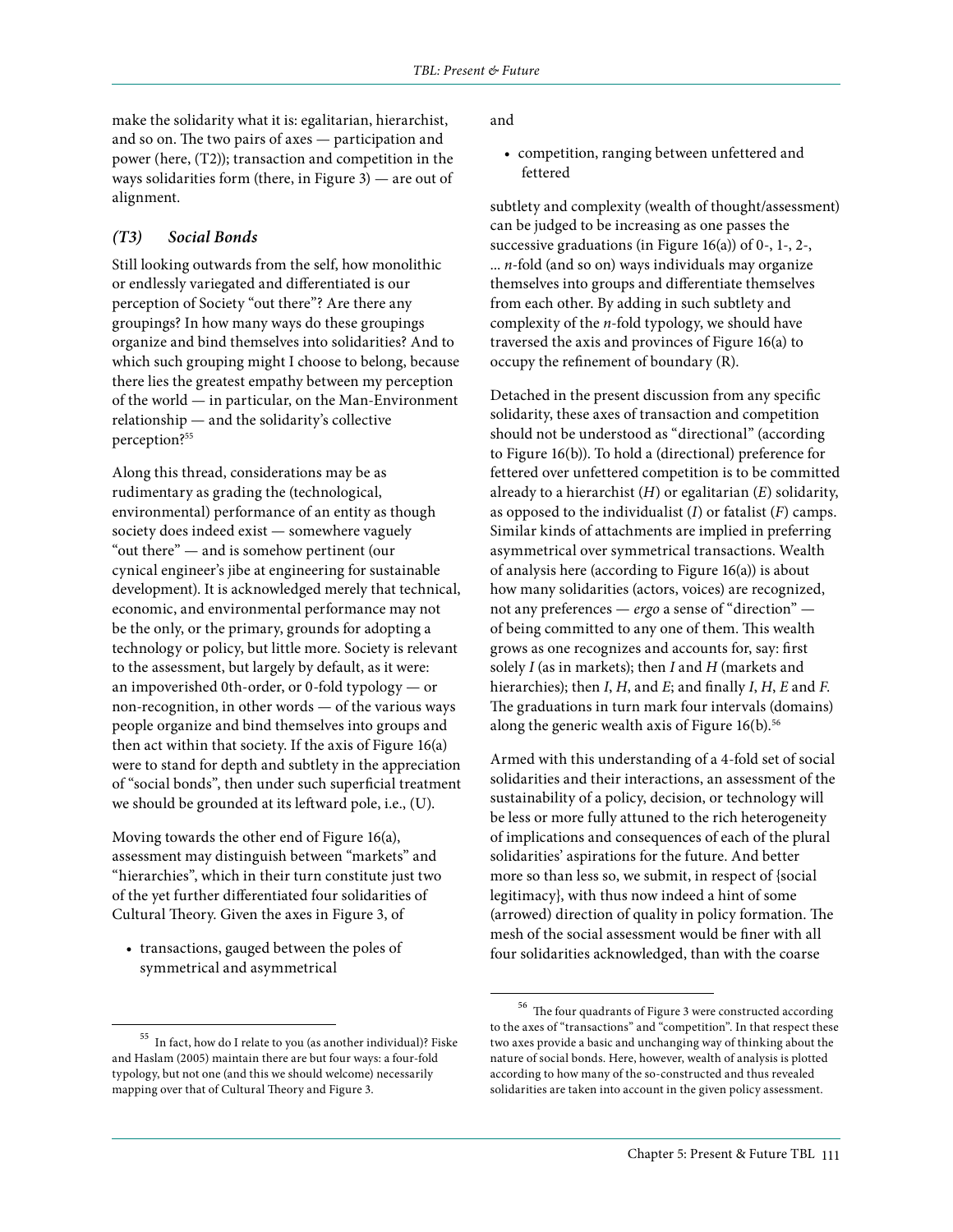make the solidarity what it is: egalitarian, hierarchist, and so on. The two pairs of axes — participation and power (here, (T2)); transaction and competition in the ways solidarities form (there, in Figure 3) — are out of alignment.

### *(T3) Social Bonds*

Still looking outwards from the self, how monolithic or endlessly variegated and differentiated is our perception of Society "out there"? Are there any groupings? In how many ways do these groupings organize and bind themselves into solidarities? And to which such grouping might I choose to belong, because there lies the greatest empathy between my perception of the world — in particular, on the Man-Environment relationship — and the solidarity's collective perception?[55]

Along this thread, considerations may be as rudimentary as grading the (technological, environmental) performance of an entity as though society does indeed exist — somewhere vaguely "out there" — and is somehow pertinent (our cynical engineer's jibe at engineering for sustainable development). It is acknowledged merely that technical, economic, and environmental performance may not be the only, or the primary, grounds for adopting a technology or policy, but little more. Society is relevant to the assessment, but largely by default, as it were: an impoverished 0th-order, or 0-fold typology — or non-recognition, in other words — of the various ways people organize and bind themselves into groups and then act within that society. If the axis of Figure 16(a) were to stand for depth and subtlety in the appreciation of "social bonds", then under such superficial treatment we should be grounded at its leftward pole, i.e., (U).

Moving towards the other end of Figure 16(a), assessment may distinguish between "markets" and "hierarchies", which in their turn constitute just two of the yet further differentiated four solidarities of Cultural Theory. Given the axes in Figure 3, of

- transactions, gauged between the poles of symmetrical and asymmetrical

and

- competition, ranging between unfettered and fettered

subtlety and complexity (wealth of thought/assessment) can be judged to be increasing as one passes the successive graduations (in Figure 16(a)) of 0-, 1-, 2-, ... *n*-fold (and so on) ways individuals may organize themselves into groups and differentiate themselves from each other. By adding in such subtlety and complexity of the *n*-fold typology, we should have traversed the axis and provinces of Figure 16(a) to occupy the refinement of boundary (R).

Detached in the present discussion from any specific solidarity, these axes of transaction and competition should not be understood as "directional" (according to Figure 16(b)). To hold a (directional) preference for fettered over unfettered competition is to be committed already to a hierarchist (*H*) or egalitarian (*E*) solidarity, as opposed to the individualist (*I*) or fatalist (*F*) camps. Similar kinds of attachments are implied in preferring asymmetrical over symmetrical transactions. Wealth of analysis here (according to Figure 16(a)) is about how many solidarities (actors, voices) are recognized, not any preferences — *ergo* a sense of "direction" — of being committed to any one of them. This wealth grows as one recognizes and accounts for, say: first solely *I* (as in markets); then *I* and *H* (markets and hierarchies); then *I*, *H*, and *E*; and finally *I*, *H*, *E* and *F*. The graduations in turn mark four intervals (domains) along the generic wealth axis of Figure 16(b).[56]

Armed with this understanding of a 4-fold set of social solidarities and their interactions, an assessment of the sustainability of a policy, decision, or technology will be less or more fully attuned to the rich heterogeneity of implications and consequences of each of the plural solidarities' aspirations for the future. And better more so than less so, we submit, in respect of {social legitimacy}, with thus now indeed a hint of some (arrowed) direction of quality in policy formation. The mesh of the social assessment would be finer with all four solidarities acknowledged, than with the coarse

---

[55] In fact, how do I relate to you (as another individual)? Fiske and Haslam (2005) maintain there are but four ways: a four-fold typology, but not one (and this we should welcome) necessarily mapping over that of Cultural Theory and Figure 3.

[56] The four quadrants of Figure 3 were constructed according to the axes of "transactions" and "competition". In that respect these two axes provide a basic and unchanging way of thinking about the nature of social bonds. Here, however, wealth of analysis is plotted according to how many of the so-constructed and thus revealed solidarities are taken into account in the given policy assessment.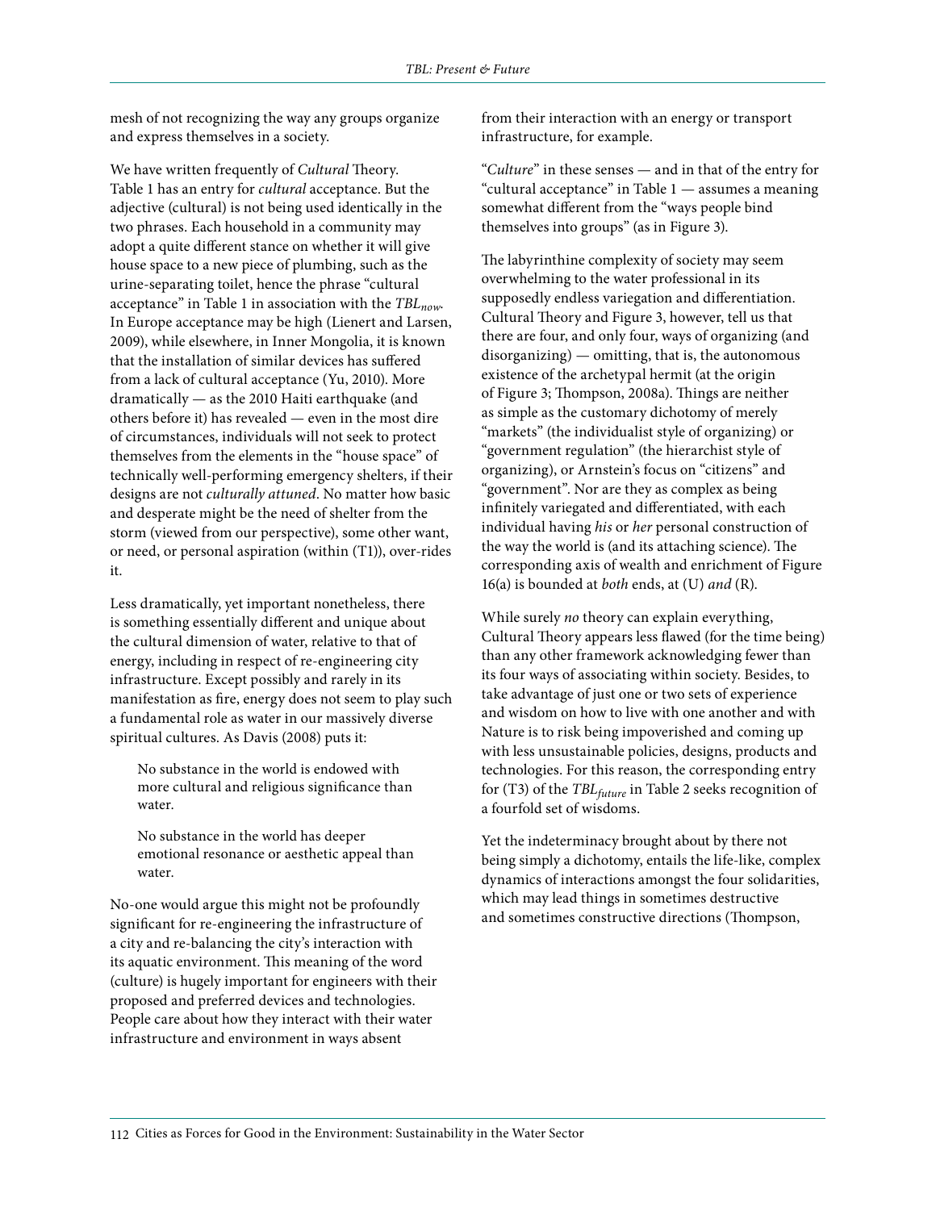mesh of not recognizing the way any groups organize and express themselves in a society.

We have written frequently of *Cultural* Theory. Table 1 has an entry for *cultural* acceptance. But the adjective (cultural) is not being used identically in the two phrases. Each household in a community may adopt a quite different stance on whether it will give house space to a new piece of plumbing, such as the urine-separating toilet, hence the phrase "cultural acceptance" in Table 1 in association with the $TBL_{now}$. In Europe acceptance may be high (Lienert and Larsen, 2009), while elsewhere, in Inner Mongolia, it is known that the installation of similar devices has suffered from a lack of cultural acceptance (Yu, 2010). More dramatically — as the 2010 Haiti earthquake (and others before it) has revealed — even in the most dire of circumstances, individuals will not seek to protect themselves from the elements in the "house space" of technically well-performing emergency shelters, if their designs are not *culturally attuned*. No matter how basic and desperate might be the need of shelter from the storm (viewed from our perspective), some other want, or need, or personal aspiration (within (T1)), over-rides it.

Less dramatically, yet important nonetheless, there is something essentially different and unique about the cultural dimension of water, relative to that of energy, including in respect of re-engineering city infrastructure. Except possibly and rarely in its manifestation as fire, energy does not seem to play such a fundamental role as water in our massively diverse spiritual cultures. As Davis (2008) puts it:

> No substance in the world is endowed with more cultural and religious significance than water.
>
> No substance in the world has deeper emotional resonance or aesthetic appeal than water.

No-one would argue this might not be profoundly significant for re-engineering the infrastructure of a city and re-balancing the city's interaction with its aquatic environment. This meaning of the word (culture) is hugely important for engineers with their proposed and preferred devices and technologies. People care about how they interact with their water infrastructure and environment in ways absent from their interaction with an energy or transport infrastructure, for example.

"*Culture*" in these senses — and in that of the entry for "cultural acceptance" in Table 1 — assumes a meaning somewhat different from the "ways people bind themselves into groups" (as in Figure 3).

The labyrinthine complexity of society may seem overwhelming to the water professional in its supposedly endless variegation and differentiation. Cultural Theory and Figure 3, however, tell us that there are four, and only four, ways of organizing (and disorganizing) — omitting, that is, the autonomous existence of the archetypal hermit (at the origin of Figure 3; Thompson, 2008a). Things are neither as simple as the customary dichotomy of merely "markets" (the individualist style of organizing) or "government regulation" (the hierarchist style of organizing), or Arnstein's focus on "citizens" and "government". Nor are they as complex as being infinitely variegated and differentiated, with each individual having *his* or *her* personal construction of the way the world is (and its attaching science). The corresponding axis of wealth and enrichment of Figure 16(a) is bounded at *both* ends, at (U) *and* (R).

While surely *no* theory can explain everything, Cultural Theory appears less flawed (for the time being) than any other framework acknowledging fewer than its four ways of associating within society. Besides, to take advantage of just one or two sets of experience and wisdom on how to live with one another and with Nature is to risk being impoverished and coming up with less unsustainable policies, designs, products and technologies. For this reason, the corresponding entry for (T3) of the $TBL_{future}$ in Table 2 seeks recognition of a fourfold set of wisdoms.

Yet the indeterminacy brought about by there not being simply a dichotomy, entails the life-like, complex dynamics of interactions amongst the four solidarities, which may lead things in sometimes destructive and sometimes constructive directions (Thompson,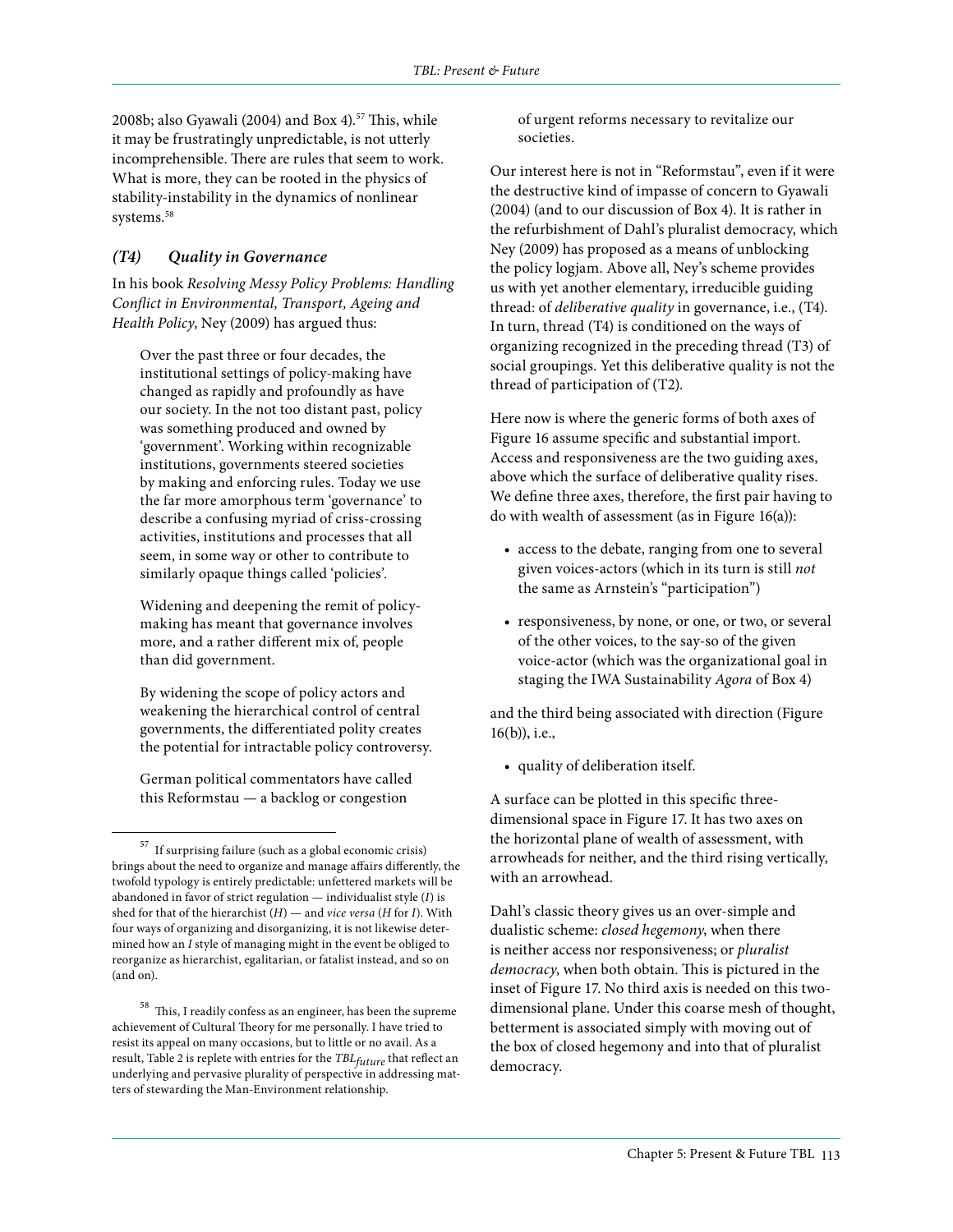2008b; also Gyawali (2004) and Box 4).[57] This, while it may be frustratingly unpredictable, is not utterly incomprehensible. There are rules that seem to work. What is more, they can be rooted in the physics of stability-instability in the dynamics of nonlinear systems.[58]

### *(T4) Quality in Governance*

In his book *Resolving Messy Policy Problems: Handling Conflict in Environmental, Transport, Ageing and Health Policy*, Ney (2009) has argued thus:

> Over the past three or four decades, the institutional settings of policy-making have changed as rapidly and profoundly as have our society. In the not too distant past, policy was something produced and owned by 'government'. Working within recognizable institutions, governments steered societies by making and enforcing rules. Today we use the far more amorphous term 'governance' to describe a confusing myriad of criss-crossing activities, institutions and processes that all seem, in some way or other to contribute to similarly opaque things called 'policies'.
>
> Widening and deepening the remit of policy-making has meant that governance involves more, and a rather different mix of, people than did government.
>
> By widening the scope of policy actors and weakening the hierarchical control of central governments, the differentiated polity creates the potential for intractable policy controversy.
>
> German political commentators have called this Reformstau — a backlog or congestion of urgent reforms necessary to revitalize our societies.

Our interest here is not in "Reformstau", even if it were the destructive kind of impasse of concern to Gyawali (2004) (and to our discussion of Box 4). It is rather in the refurbishment of Dahl's pluralist democracy, which Ney (2009) has proposed as a means of unblocking the policy logjam. Above all, Ney's scheme provides us with yet another elementary, irreducible guiding thread: of *deliberative quality* in governance, i.e., (T4). In turn, thread (T4) is conditioned on the ways of organizing recognized in the preceding thread (T3) of social groupings. Yet this deliberative quality is not the thread of participation of (T2).

Here now is where the generic forms of both axes of Figure 16 assume specific and substantial import. Access and responsiveness are the two guiding axes, above which the surface of deliberative quality rises. We define three axes, therefore, the first pair having to do with wealth of assessment (as in Figure 16(a)):

- access to the debate, ranging from one to several given voices-actors (which in its turn is still *not* the same as Arnstein's "participation")
- responsiveness, by none, or one, or two, or several of the other voices, to the say-so of the given voice-actor (which was the organizational goal in staging the IWA Sustainability *Agora* of Box 4)

and the third being associated with direction (Figure 16(b)), i.e.,

- quality of deliberation itself.

A surface can be plotted in this specific three-dimensional space in Figure 17. It has two axes on the horizontal plane of wealth of assessment, with arrowheads for neither, and the third rising vertically, with an arrowhead.

Dahl's classic theory gives us an over-simple and dualistic scheme: *closed hegemony*, when there is neither access nor responsiveness; or *pluralist democracy*, when both obtain. This is pictured in the inset of Figure 17. No third axis is needed on this two-dimensional plane. Under this coarse mesh of thought, betterment is associated simply with moving out of the box of closed hegemony and into that of pluralist democracy.

---

[57] If surprising failure (such as a global economic crisis) brings about the need to organize and manage affairs differently, the twofold typology is entirely predictable: unfettered markets will be abandoned in favor of strict regulation — individualist style (*I*) is shed for that of the hierarchist (*H*) — and *vice versa* (*H* for *I*). With four ways of organizing and disorganizing, it is not likewise determined how an *I* style of managing might in the event be obliged to reorganize as hierarchist, egalitarian, or fatalist instead, and so on (and on).

[58] This, I readily confess as an engineer, has been the supreme achievement of Cultural Theory for me personally. I have tried to resist its appeal on many occasions, but to little or no avail. As a result, Table 2 is replete with entries for the $TBL_{future}$ that reflect an underlying and pervasive plurality of perspective in addressing matters of stewarding the Man-Environment relationship.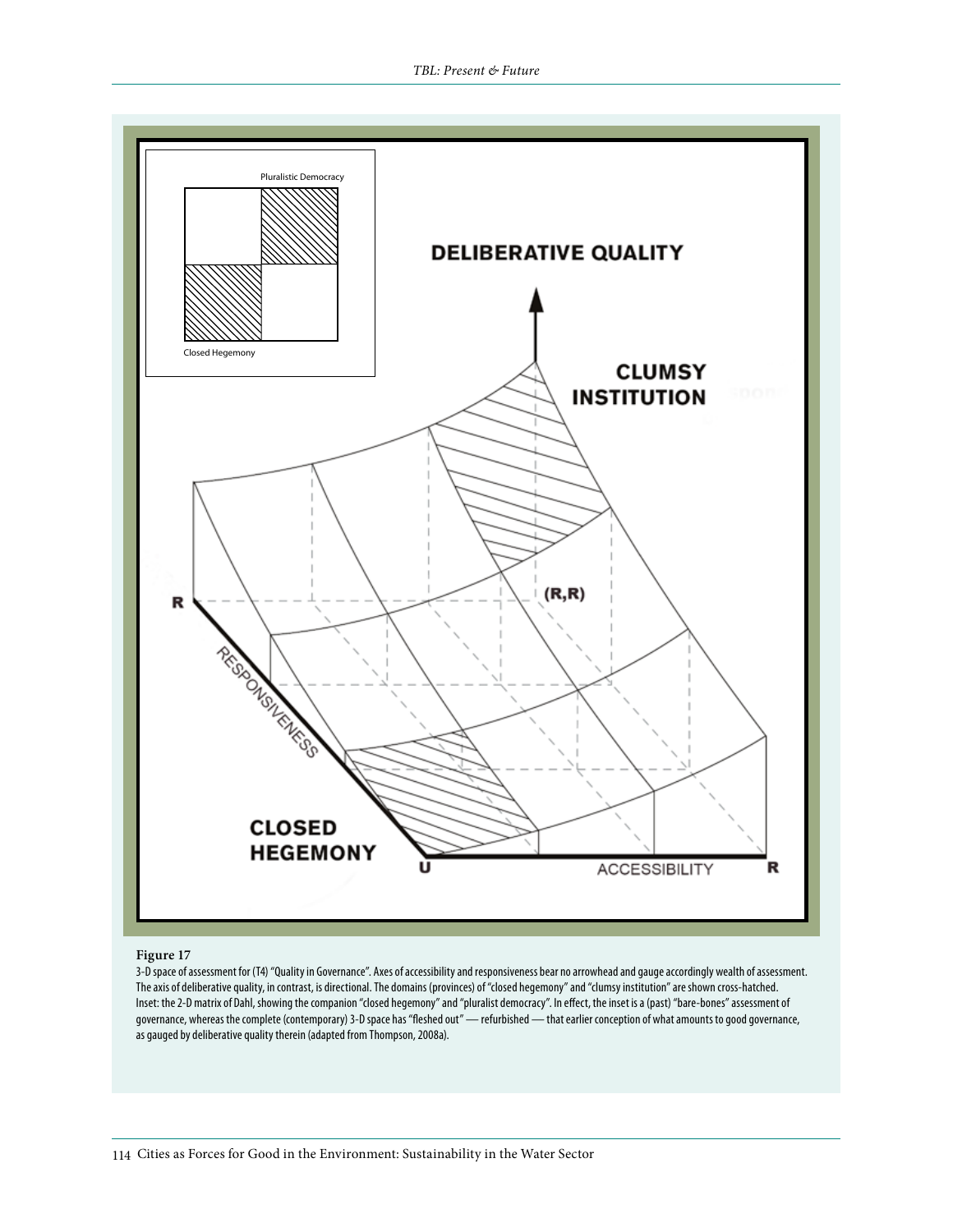**Figure 17**

3-D space of assessment for (T4) "Quality in Governance". Axes of accessibility and responsiveness bear no arrowhead and gauge accordingly wealth of assessment. The axis of deliberative quality, in contrast, is directional. The domains (provinces) of "closed hegemony" and "clumsy institution" are shown cross-hatched. Inset: the 2-D matrix of Dahl, showing the companion "closed hegemony" and "pluralist democracy". In effect, the inset is a (past) "bare-bones" assessment of governance, whereas the complete (contemporary) 3-D space has "fleshed out" — refurbished — that earlier conception of what amounts to good governance, as gauged by deliberative quality therein (adapted from Thompson, 2008a).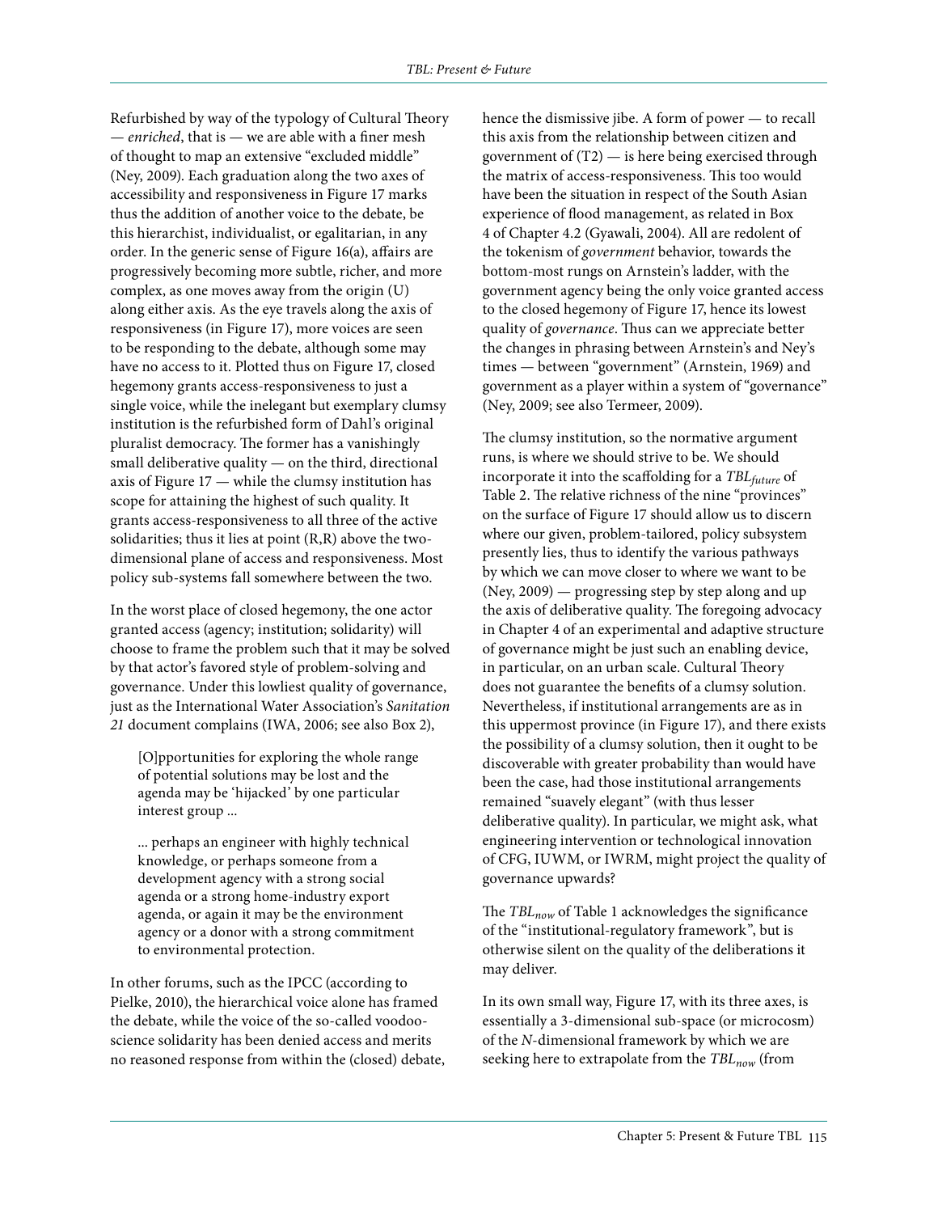Refurbished by way of the typology of Cultural Theory — *enriched*, that is — we are able with a finer mesh of thought to map an extensive "excluded middle" (Ney, 2009). Each graduation along the two axes of accessibility and responsiveness in Figure 17 marks thus the addition of another voice to the debate, be this hierarchist, individualist, or egalitarian, in any order. In the generic sense of Figure 16(a), affairs are progressively becoming more subtle, richer, and more complex, as one moves away from the origin (U) along either axis. As the eye travels along the axis of responsiveness (in Figure 17), more voices are seen to be responding to the debate, although some may have no access to it. Plotted thus on Figure 17, closed hegemony grants access-responsiveness to just a single voice, while the inelegant but exemplary clumsy institution is the refurbished form of Dahl's original pluralist democracy. The former has a vanishingly small deliberative quality — on the third, directional axis of Figure 17 — while the clumsy institution has scope for attaining the highest of such quality. It grants access-responsiveness to all three of the active solidarities; thus it lies at point (R,R) above the two-dimensional plane of access and responsiveness. Most policy sub-systems fall somewhere between the two.

In the worst place of closed hegemony, the one actor granted access (agency; institution; solidarity) will choose to frame the problem such that it may be solved by that actor's favored style of problem-solving and governance. Under this lowliest quality of governance, just as the International Water Association's *Sanitation 21* document complains (IWA, 2006; see also Box 2),

> [O]pportunities for exploring the whole range of potential solutions may be lost and the agenda may be 'hijacked' by one particular interest group ...
>
> ... perhaps an engineer with highly technical knowledge, or perhaps someone from a development agency with a strong social agenda or a strong home-industry export agenda, or again it may be the environment agency or a donor with a strong commitment to environmental protection.

In other forums, such as the IPCC (according to Pielke, 2010), the hierarchical voice alone has framed the debate, while the voice of the so-called voodoo-science solidarity has been denied access and merits no reasoned response from within the (closed) debate, hence the dismissive jibe. A form of power — to recall this axis from the relationship between citizen and government of (T2) — is here being exercised through the matrix of access-responsiveness. This too would have been the situation in respect of the South Asian experience of flood management, as related in Box 4 of Chapter 4.2 (Gyawali, 2004). All are redolent of the tokenism of *government* behavior, towards the bottom-most rungs on Arnstein's ladder, with the government agency being the only voice granted access to the closed hegemony of Figure 17, hence its lowest quality of *governance*. Thus can we appreciate better the changes in phrasing between Arnstein's and Ney's times — between "government" (Arnstein, 1969) and government as a player within a system of "governance" (Ney, 2009; see also Termeer, 2009).

The clumsy institution, so the normative argument runs, is where we should strive to be. We should incorporate it into the scaffolding for a $TBL_{future}$ of Table 2. The relative richness of the nine "provinces" on the surface of Figure 17 should allow us to discern where our given, problem-tailored, policy subsystem presently lies, thus to identify the various pathways by which we can move closer to where we want to be (Ney, 2009) — progressing step by step along and up the axis of deliberative quality. The foregoing advocacy in Chapter 4 of an experimental and adaptive structure of governance might be just such an enabling device, in particular, on an urban scale. Cultural Theory does not guarantee the benefits of a clumsy solution. Nevertheless, if institutional arrangements are as in this uppermost province (in Figure 17), and there exists the possibility of a clumsy solution, then it ought to be discoverable with greater probability than would have been the case, had those institutional arrangements remained "suavely elegant" (with thus lesser deliberative quality). In particular, we might ask, what engineering intervention or technological innovation of CFG, IUWM, or IWRM, might project the quality of governance upwards?

The $TBL_{now}$ of Table 1 acknowledges the significance of the "institutional-regulatory framework", but is otherwise silent on the quality of the deliberations it may deliver.

In its own small way, Figure 17, with its three axes, is essentially a 3-dimensional sub-space (or microcosm) of the *N*-dimensional framework by which we are seeking here to extrapolate from the $TBL_{now}$ (from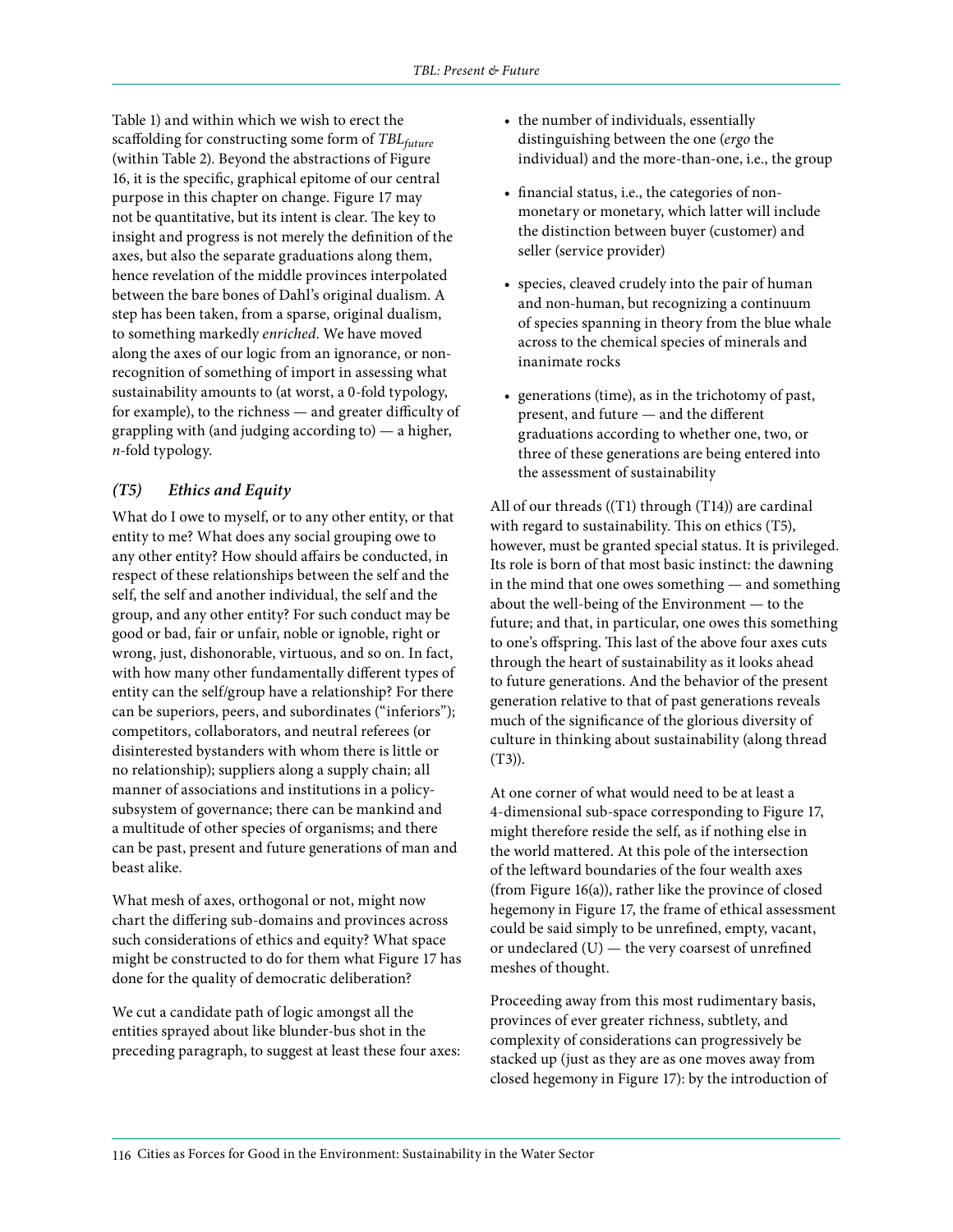Table 1) and within which we wish to erect the scaffolding for constructing some form of $TBL_{future}$ (within Table 2). Beyond the abstractions of Figure 16, it is the specific, graphical epitome of our central purpose in this chapter on change. Figure 17 may not be quantitative, but its intent is clear. The key to insight and progress is not merely the definition of the axes, but also the separate graduations along them, hence revelation of the middle provinces interpolated between the bare bones of Dahl's original dualism. A step has been taken, from a sparse, original dualism, to something markedly *enriched*. We have moved along the axes of our logic from an ignorance, or non-recognition of something of import in assessing what sustainability amounts to (at worst, a 0-fold typology, for example), to the richness — and greater difficulty of grappling with (and judging according to) — a higher, *n*-fold typology.

### *(T5) Ethics and Equity*

What do I owe to myself, or to any other entity, or that entity to me? What does any social grouping owe to any other entity? How should affairs be conducted, in respect of these relationships between the self and the self, the self and another individual, the self and the group, and any other entity? For such conduct may be good or bad, fair or unfair, noble or ignoble, right or wrong, just, dishonorable, virtuous, and so on. In fact, with how many other fundamentally different types of entity can the self/group have a relationship? For there can be superiors, peers, and subordinates ("inferiors"); competitors, collaborators, and neutral referees (or disinterested bystanders with whom there is little or no relationship); suppliers along a supply chain; all manner of associations and institutions in a policy-subsystem of governance; there can be mankind and a multitude of other species of organisms; and there can be past, present and future generations of man and beast alike.

What mesh of axes, orthogonal or not, might now chart the differing sub-domains and provinces across such considerations of ethics and equity? What space might be constructed to do for them what Figure 17 has done for the quality of democratic deliberation?

We cut a candidate path of logic amongst all the entities sprayed about like blunder-bus shot in the preceding paragraph, to suggest at least these four axes:

- the number of individuals, essentially distinguishing between the one (*ergo* the individual) and the more-than-one, i.e., the group
- financial status, i.e., the categories of non-monetary or monetary, which latter will include the distinction between buyer (customer) and seller (service provider)
- species, cleaved crudely into the pair of human and non-human, but recognizing a continuum of species spanning in theory from the blue whale across to the chemical species of minerals and inanimate rocks
- generations (time), as in the trichotomy of past, present, and future — and the different graduations according to whether one, two, or three of these generations are being entered into the assessment of sustainability

All of our threads ((T1) through (T14)) are cardinal with regard to sustainability. This on ethics (T5), however, must be granted special status. It is privileged. Its role is born of that most basic instinct: the dawning in the mind that one owes something — and something about the well-being of the Environment — to the future; and that, in particular, one owes this something to one's offspring. This last of the above four axes cuts through the heart of sustainability as it looks ahead to future generations. And the behavior of the present generation relative to that of past generations reveals much of the significance of the glorious diversity of culture in thinking about sustainability (along thread (T3)).

At one corner of what would need to be at least a 4-dimensional sub-space corresponding to Figure 17, might therefore reside the self, as if nothing else in the world mattered. At this pole of the intersection of the leftward boundaries of the four wealth axes (from Figure 16(a)), rather like the province of closed hegemony in Figure 17, the frame of ethical assessment could be said simply to be unrefined, empty, vacant, or undeclared (U) — the very coarsest of unrefined meshes of thought.

Proceeding away from this most rudimentary basis, provinces of ever greater richness, subtlety, and complexity of considerations can progressively be stacked up (just as they are as one moves away from closed hegemony in Figure 17): by the introduction of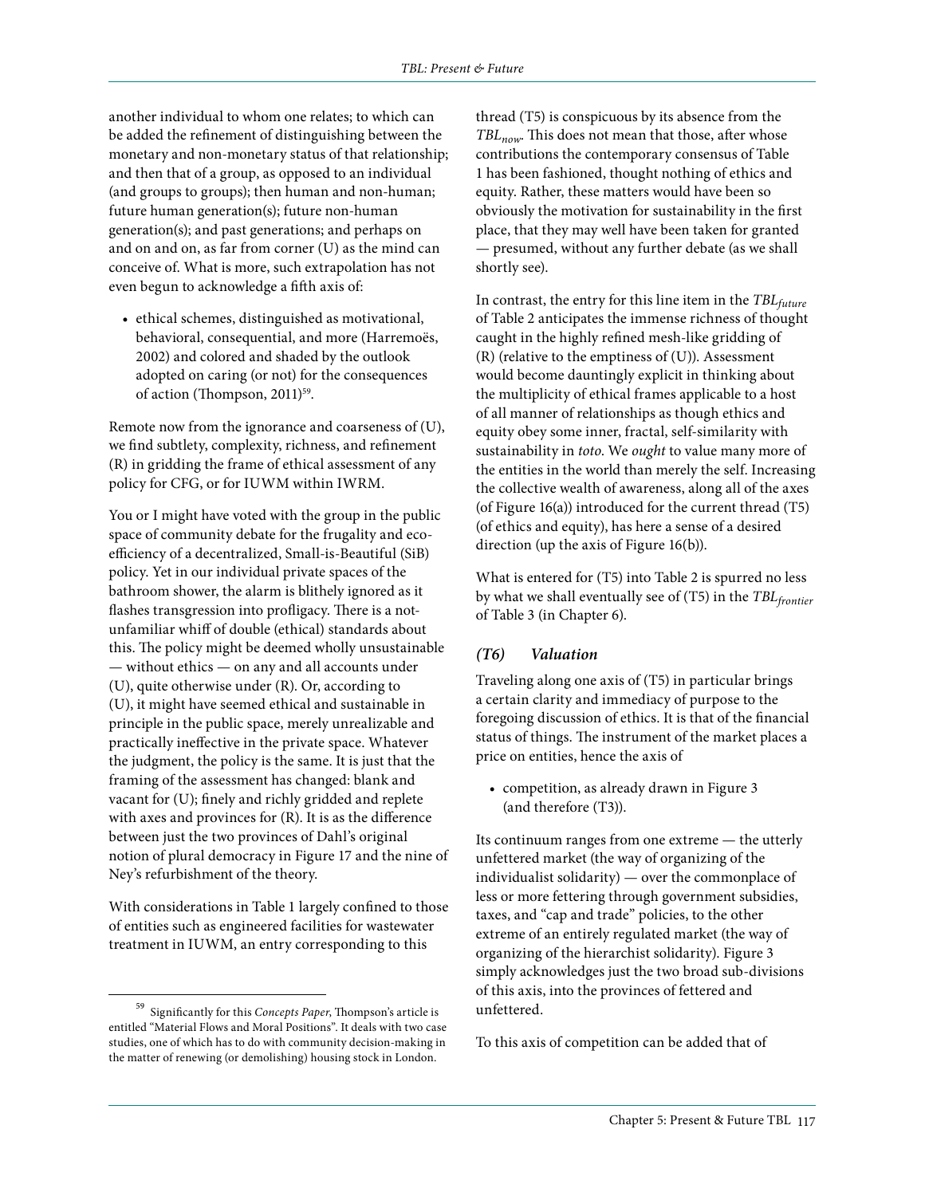another individual to whom one relates; to which can be added the refinement of distinguishing between the monetary and non-monetary status of that relationship; and then that of a group, as opposed to an individual (and groups to groups); then human and non-human; future human generation(s); future non-human generation(s); and past generations; and perhaps on and on and on, as far from corner (U) as the mind can conceive of. What is more, such extrapolation has not even begun to acknowledge a fifth axis of:

- ethical schemes, distinguished as motivational, behavioral, consequential, and more (Harremoës, 2002) and colored and shaded by the outlook adopted on caring (or not) for the consequences of action (Thompson, 2011)[59].

Remote now from the ignorance and coarseness of (U), we find subtlety, complexity, richness, and refinement (R) in gridding the frame of ethical assessment of any policy for CFG, or for IUWM within IWRM.

You or I might have voted with the group in the public space of community debate for the frugality and eco-efficiency of a decentralized, Small-is-Beautiful (SiB) policy. Yet in our individual private spaces of the bathroom shower, the alarm is blithely ignored as it flashes transgression into profligacy. There is a not-unfamiliar whiff of double (ethical) standards about this. The policy might be deemed wholly unsustainable — without ethics — on any and all accounts under (U), quite otherwise under (R). Or, according to (U), it might have seemed ethical and sustainable in principle in the public space, merely unrealizable and practically ineffective in the private space. Whatever the judgment, the policy is the same. It is just that the framing of the assessment has changed: blank and vacant for (U); finely and richly gridded and replete with axes and provinces for (R). It is as the difference between just the two provinces of Dahl's original notion of plural democracy in Figure 17 and the nine of Ney's refurbishment of the theory.

With considerations in Table 1 largely confined to those of entities such as engineered facilities for wastewater treatment in IUWM, an entry corresponding to this thread (T5) is conspicuous by its absence from the $TBL_{now}$. This does not mean that those, after whose contributions the contemporary consensus of Table 1 has been fashioned, thought nothing of ethics and equity. Rather, these matters would have been so obviously the motivation for sustainability in the first place, that they may well have been taken for granted — presumed, without any further debate (as we shall shortly see).

In contrast, the entry for this line item in the $TBL_{future}$ of Table 2 anticipates the immense richness of thought caught in the highly refined mesh-like gridding of (R) (relative to the emptiness of (U)). Assessment would become dauntingly explicit in thinking about the multiplicity of ethical frames applicable to a host of all manner of relationships as though ethics and equity obey some inner, fractal, self-similarity with sustainability in *toto*. We *ought* to value many more of the entities in the world than merely the self. Increasing the collective wealth of awareness, along all of the axes (of Figure 16(a)) introduced for the current thread (T5) (of ethics and equity), has here a sense of a desired direction (up the axis of Figure 16(b)).

What is entered for (T5) into Table 2 is spurred no less by what we shall eventually see of (T5) in the $TBL_{frontier}$ of Table 3 (in Chapter 6).

### *(T6) Valuation*

Traveling along one axis of (T5) in particular brings a certain clarity and immediacy of purpose to the foregoing discussion of ethics. It is that of the financial status of things. The instrument of the market places a price on entities, hence the axis of

- competition, as already drawn in Figure 3 (and therefore (T3)).

Its continuum ranges from one extreme — the utterly unfettered market (the way of organizing of the individualist solidarity) — over the commonplace of less or more fettering through government subsidies, taxes, and "cap and trade" policies, to the other extreme of an entirely regulated market (the way of organizing of the hierarchist solidarity). Figure 3 simply acknowledges just the two broad sub-divisions of this axis, into the provinces of fettered and unfettered.

To this axis of competition can be added that of

[59] Significantly for this *Concepts Paper*, Thompson's article is entitled "Material Flows and Moral Positions". It deals with two case studies, one of which has to do with community decision-making in the matter of renewing (or demolishing) housing stock in London.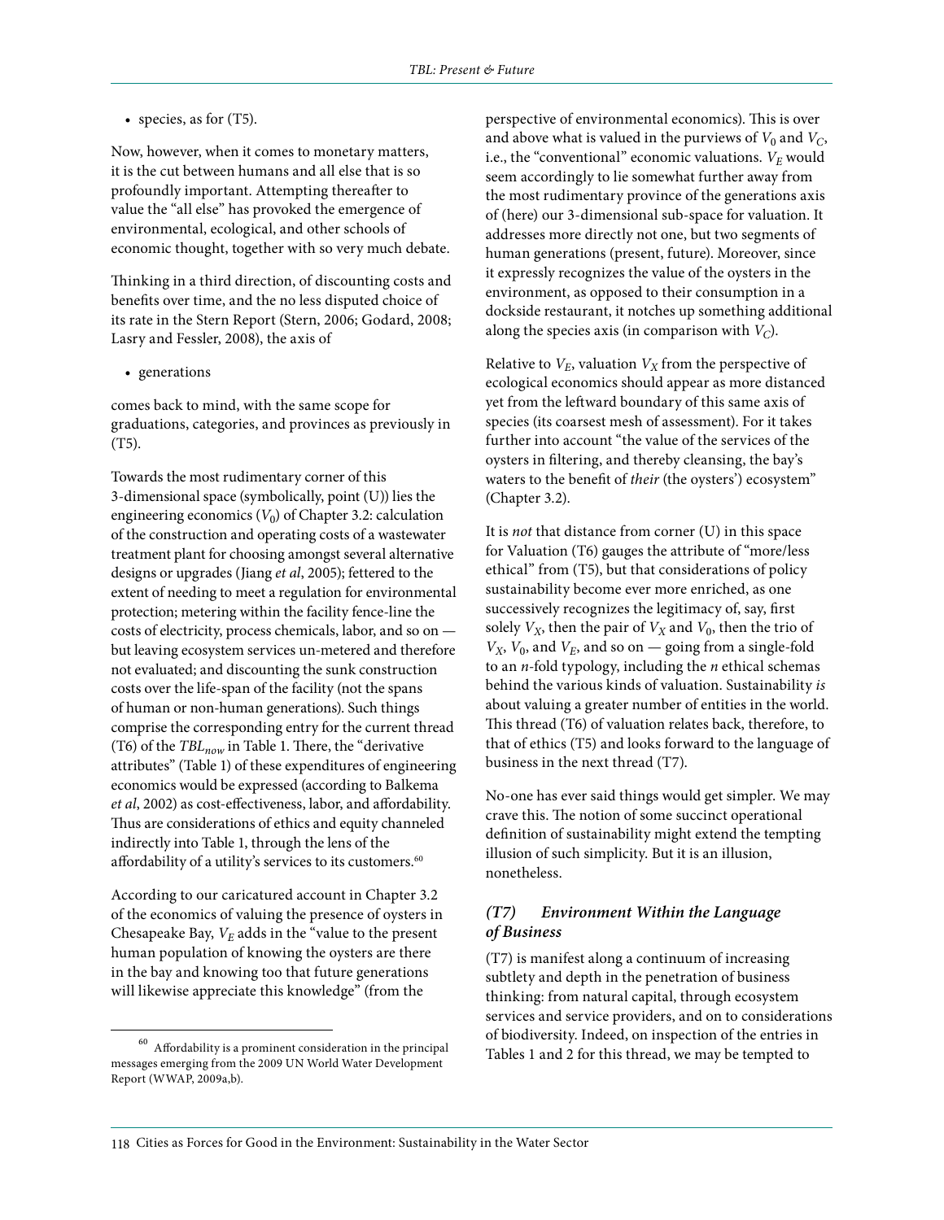- species, as for (T5).

Now, however, when it comes to monetary matters, it is the cut between humans and all else that is so profoundly important. Attempting thereafter to value the "all else" has provoked the emergence of environmental, ecological, and other schools of economic thought, together with so very much debate.

Thinking in a third direction, of discounting costs and benefits over time, and the no less disputed choice of its rate in the Stern Report (Stern, 2006; Godard, 2008; Lasry and Fessler, 2008), the axis of

- generations

comes back to mind, with the same scope for graduations, categories, and provinces as previously in (T5).

Towards the most rudimentary corner of this 3-dimensional space (symbolically, point (U)) lies the engineering economics ($V_0$) of Chapter 3.2: calculation of the construction and operating costs of a wastewater treatment plant for choosing amongst several alternative designs or upgrades (Jiang *et al*, 2005); fettered to the extent of needing to meet a regulation for environmental protection; metering within the facility fence-line the costs of electricity, process chemicals, labor, and so on — but leaving ecosystem services un-metered and therefore not evaluated; and discounting the sunk construction costs over the life-span of the facility (not the spans of human or non-human generations). Such things comprise the corresponding entry for the current thread (T6) of the $TBL_{now}$ in Table 1. There, the "derivative attributes" (Table 1) of these expenditures of engineering economics would be expressed (according to Balkema *et al*, 2002) as cost-effectiveness, labor, and affordability. Thus are considerations of ethics and equity channeled indirectly into Table 1, through the lens of the affordability of a utility's services to its customers.[60]

According to our caricatured account in Chapter 3.2 of the economics of valuing the presence of oysters in Chesapeake Bay, $V_E$ adds in the "value to the present human population of knowing the oysters are there in the bay and knowing too that future generations will likewise appreciate this knowledge" (from the perspective of environmental economics). This is over and above what is valued in the purviews of $V_0$ and $V_C$, i.e., the "conventional" economic valuations. $V_E$ would seem accordingly to lie somewhat further away from the most rudimentary province of the generations axis of (here) our 3-dimensional sub-space for valuation. It addresses more directly not one, but two segments of human generations (present, future). Moreover, since it expressly recognizes the value of the oysters in the environment, as opposed to their consumption in a dockside restaurant, it notches up something additional along the species axis (in comparison with $V_C$).

Relative to $V_E$, valuation $V_X$ from the perspective of ecological economics should appear as more distanced yet from the leftward boundary of this same axis of species (its coarsest mesh of assessment). For it takes further into account "the value of the services of the oysters in filtering, and thereby cleansing, the bay's waters to the benefit of *their* (the oysters') ecosystem" (Chapter 3.2).

It is *not* that distance from corner (U) in this space for Valuation (T6) gauges the attribute of "more/less ethical" from (T5), but that considerations of policy sustainability become ever more enriched, as one successively recognizes the legitimacy of, say, first solely $V_X$, then the pair of $V_X$ and $V_0$, then the trio of $V_X$, $V_0$, and $V_E$, and so on — going from a single-fold to an $n$-fold typology, including the $n$ ethical schemas behind the various kinds of valuation. Sustainability *is* about valuing a greater number of entities in the world. This thread (T6) of valuation relates back, therefore, to that of ethics (T5) and looks forward to the language of business in the next thread (T7).

No-one has ever said things would get simpler. We may crave this. The notion of some succinct operational definition of sustainability might extend the tempting illusion of such simplicity. But it is an illusion, nonetheless.

### *(T7) Environment Within the Language of Business*

(T7) is manifest along a continuum of increasing subtlety and depth in the penetration of business thinking: from natural capital, through ecosystem services and service providers, and on to considerations of biodiversity. Indeed, on inspection of the entries in Tables 1 and 2 for this thread, we may be tempted to

---

[60] Affordability is a prominent consideration in the principal messages emerging from the 2009 UN World Water Development Report (WWAP, 2009a,b).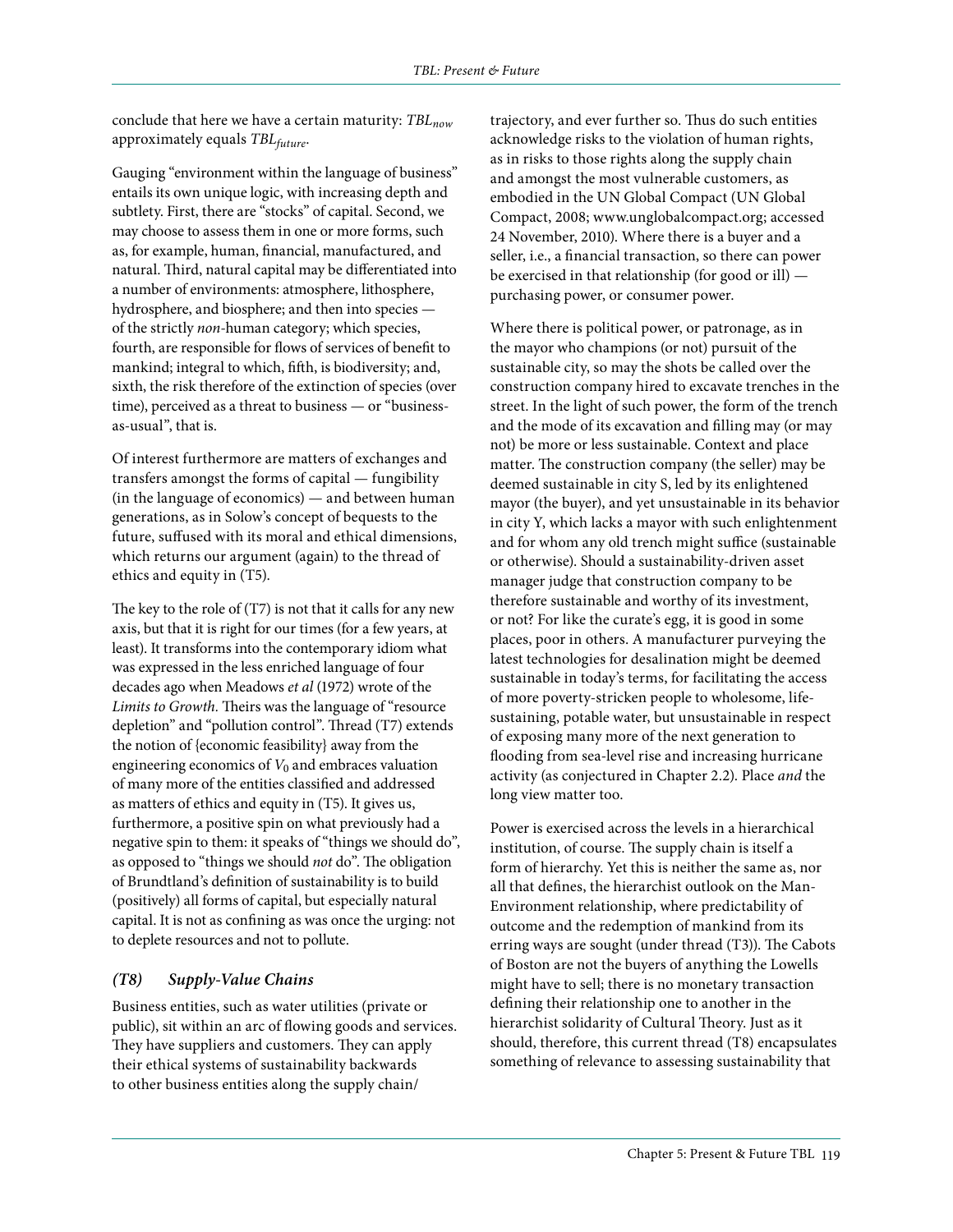conclude that here we have a certain maturity: $TBL_{now}$ approximately equals $TBL_{future}$.

Gauging "environment within the language of business" entails its own unique logic, with increasing depth and subtlety. First, there are "stocks" of capital. Second, we may choose to assess them in one or more forms, such as, for example, human, financial, manufactured, and natural. Third, natural capital may be differentiated into a number of environments: atmosphere, lithosphere, hydrosphere, and biosphere; and then into species — of the strictly *non*-human category; which species, fourth, are responsible for flows of services of benefit to mankind; integral to which, fifth, is biodiversity; and, sixth, the risk therefore of the extinction of species (over time), perceived as a threat to business — or "business-as-usual", that is.

Of interest furthermore are matters of exchanges and transfers amongst the forms of capital — fungibility (in the language of economics) — and between human generations, as in Solow's concept of bequests to the future, suffused with its moral and ethical dimensions, which returns our argument (again) to the thread of ethics and equity in (T5).

The key to the role of (T7) is not that it calls for any new axis, but that it is right for our times (for a few years, at least). It transforms into the contemporary idiom what was expressed in the less enriched language of four decades ago when Meadows *et al* (1972) wrote of the *Limits to Growth*. Theirs was the language of "resource depletion" and "pollution control". Thread (T7) extends the notion of {economic feasibility} away from the engineering economics of $V_0$ and embraces valuation of many more of the entities classified and addressed as matters of ethics and equity in (T5). It gives us, furthermore, a positive spin on what previously had a negative spin to them: it speaks of "things we should do", as opposed to "things we should *not* do". The obligation of Brundtland's definition of sustainability is to build (positively) all forms of capital, but especially natural capital. It is not as confining as was once the urging: not to deplete resources and not to pollute.

### *(T8) Supply-Value Chains*

Business entities, such as water utilities (private or public), sit within an arc of flowing goods and services. They have suppliers and customers. They can apply their ethical systems of sustainability backwards to other business entities along the supply chain/trajectory, and ever further so. Thus do such entities acknowledge risks to the violation of human rights, as in risks to those rights along the supply chain and amongst the most vulnerable customers, as embodied in the UN Global Compact (UN Global Compact, 2008; www.unglobalcompact.org; accessed 24 November, 2010). Where there is a buyer and a seller, i.e., a financial transaction, so there can power be exercised in that relationship (for good or ill) — purchasing power, or consumer power.

Where there is political power, or patronage, as in the mayor who champions (or not) pursuit of the sustainable city, so may the shots be called over the construction company hired to excavate trenches in the street. In the light of such power, the form of the trench and the mode of its excavation and filling may (or may not) be more or less sustainable. Context and place matter. The construction company (the seller) may be deemed sustainable in city S, led by its enlightened mayor (the buyer), and yet unsustainable in its behavior in city Y, which lacks a mayor with such enlightenment and for whom any old trench might suffice (sustainable or otherwise). Should a sustainability-driven asset manager judge that construction company to be therefore sustainable and worthy of its investment, or not? For like the curate's egg, it is good in some places, poor in others. A manufacturer purveying the latest technologies for desalination might be deemed sustainable in today's terms, for facilitating the access of more poverty-stricken people to wholesome, life-sustaining, potable water, but unsustainable in respect of exposing many more of the next generation to flooding from sea-level rise and increasing hurricane activity (as conjectured in Chapter 2.2). Place *and* the long view matter too.

Power is exercised across the levels in a hierarchical institution, of course. The supply chain is itself a form of hierarchy. Yet this is neither the same as, nor all that defines, the hierarchist outlook on the Man-Environment relationship, where predictability of outcome and the redemption of mankind from its erring ways are sought (under thread (T3)). The Cabots of Boston are not the buyers of anything the Lowells might have to sell; there is no monetary transaction defining their relationship one to another in the hierarchist solidarity of Cultural Theory. Just as it should, therefore, this current thread (T8) encapsulates something of relevance to assessing sustainability that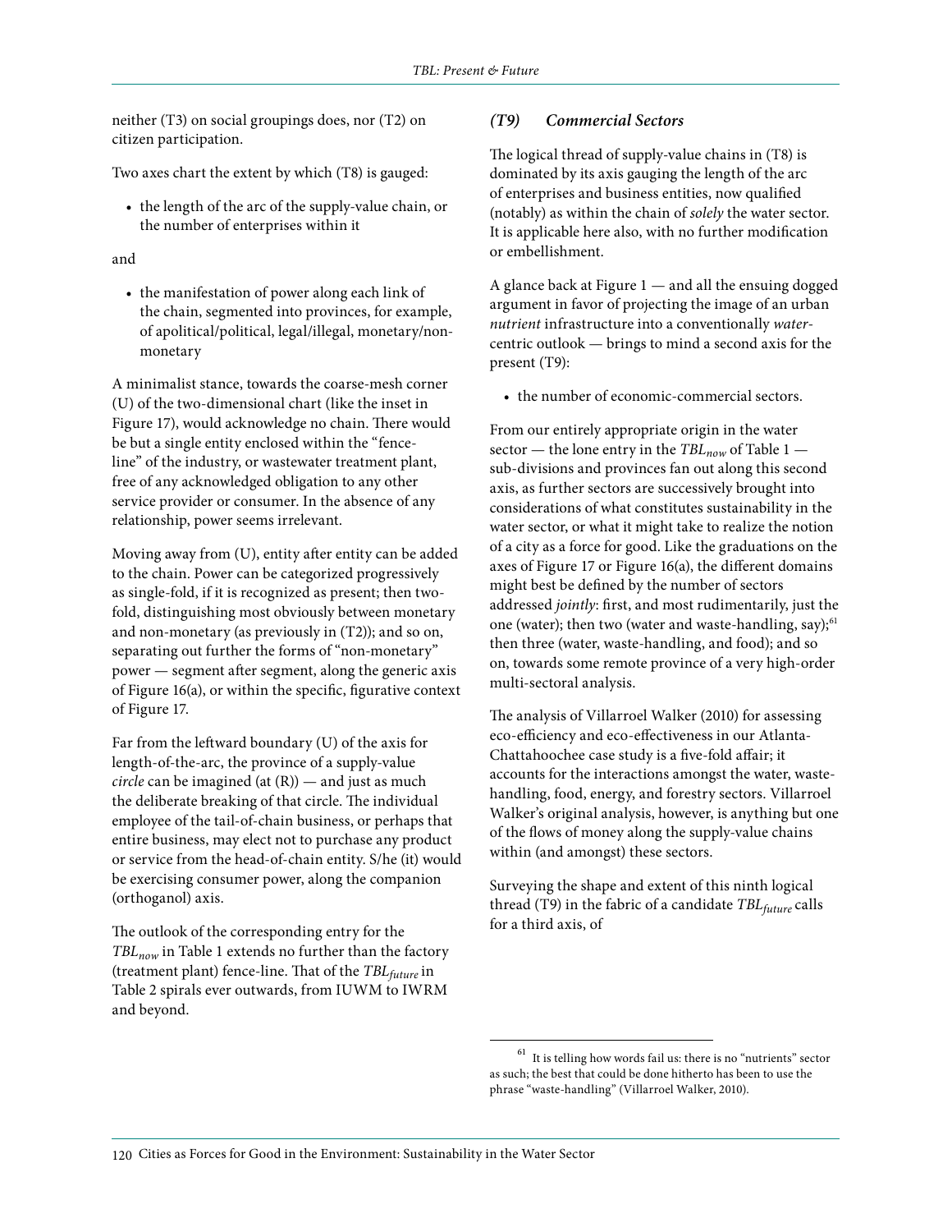neither (T3) on social groupings does, nor (T2) on citizen participation.

Two axes chart the extent by which (T8) is gauged:

- the length of the arc of the supply-value chain, or the number of enterprises within it

and

- the manifestation of power along each link of the chain, segmented into provinces, for example, of apolitical/political, legal/illegal, monetary/non-monetary

A minimalist stance, towards the coarse-mesh corner (U) of the two-dimensional chart (like the inset in Figure 17), would acknowledge no chain. There would be but a single entity enclosed within the "fence-line" of the industry, or wastewater treatment plant, free of any acknowledged obligation to any other service provider or consumer. In the absence of any relationship, power seems irrelevant.

Moving away from (U), entity after entity can be added to the chain. Power can be categorized progressively as single-fold, if it is recognized as present; then two-fold, distinguishing most obviously between monetary and non-monetary (as previously in (T2)); and so on, separating out further the forms of "non-monetary" power — segment after segment, along the generic axis of Figure 16(a), or within the specific, figurative context of Figure 17.

Far from the leftward boundary (U) of the axis for length-of-the-arc, the province of a supply-value *circle* can be imagined (at (R)) — and just as much the deliberate breaking of that circle. The individual employee of the tail-of-chain business, or perhaps that entire business, may elect not to purchase any product or service from the head-of-chain entity. S/he (it) would be exercising consumer power, along the companion (orthoganol) axis.

The outlook of the corresponding entry for the $TBL_{now}$ in Table 1 extends no further than the factory (treatment plant) fence-line. That of the $TBL_{future}$ in Table 2 spirals ever outwards, from IUWM to IWRM and beyond.

### *(T9) Commercial Sectors*

The logical thread of supply-value chains in (T8) is dominated by its axis gauging the length of the arc of enterprises and business entities, now qualified (notably) as within the chain of *solely* the water sector. It is applicable here also, with no further modification or embellishment.

A glance back at Figure 1 — and all the ensuing dogged argument in favor of projecting the image of an urban *nutrient* infrastructure into a conventionally *water*-centric outlook — brings to mind a second axis for the present (T9):

- the number of economic-commercial sectors.

From our entirely appropriate origin in the water sector — the lone entry in the $TBL_{now}$ of Table 1 — sub-divisions and provinces fan out along this second axis, as further sectors are successively brought into considerations of what constitutes sustainability in the water sector, or what it might take to realize the notion of a city as a force for good. Like the graduations on the axes of Figure 17 or Figure 16(a), the different domains might best be defined by the number of sectors addressed *jointly*: first, and most rudimentarily, just the one (water); then two (water and waste-handling, say);[61] then three (water, waste-handling, and food); and so on, towards some remote province of a very high-order multi-sectoral analysis.

The analysis of Villarroel Walker (2010) for assessing eco-efficiency and eco-effectiveness in our Atlanta-Chattahoochee case study is a five-fold affair; it accounts for the interactions amongst the water, waste-handling, food, energy, and forestry sectors. Villarroel Walker's original analysis, however, is anything but one of the flows of money along the supply-value chains within (and amongst) these sectors.

Surveying the shape and extent of this ninth logical thread (T9) in the fabric of a candidate $TBL_{future}$ calls for a third axis, of

[61] It is telling how words fail us: there is no "nutrients" sector as such; the best that could be done hitherto has been to use the phrase "waste-handling" (Villarroel Walker, 2010).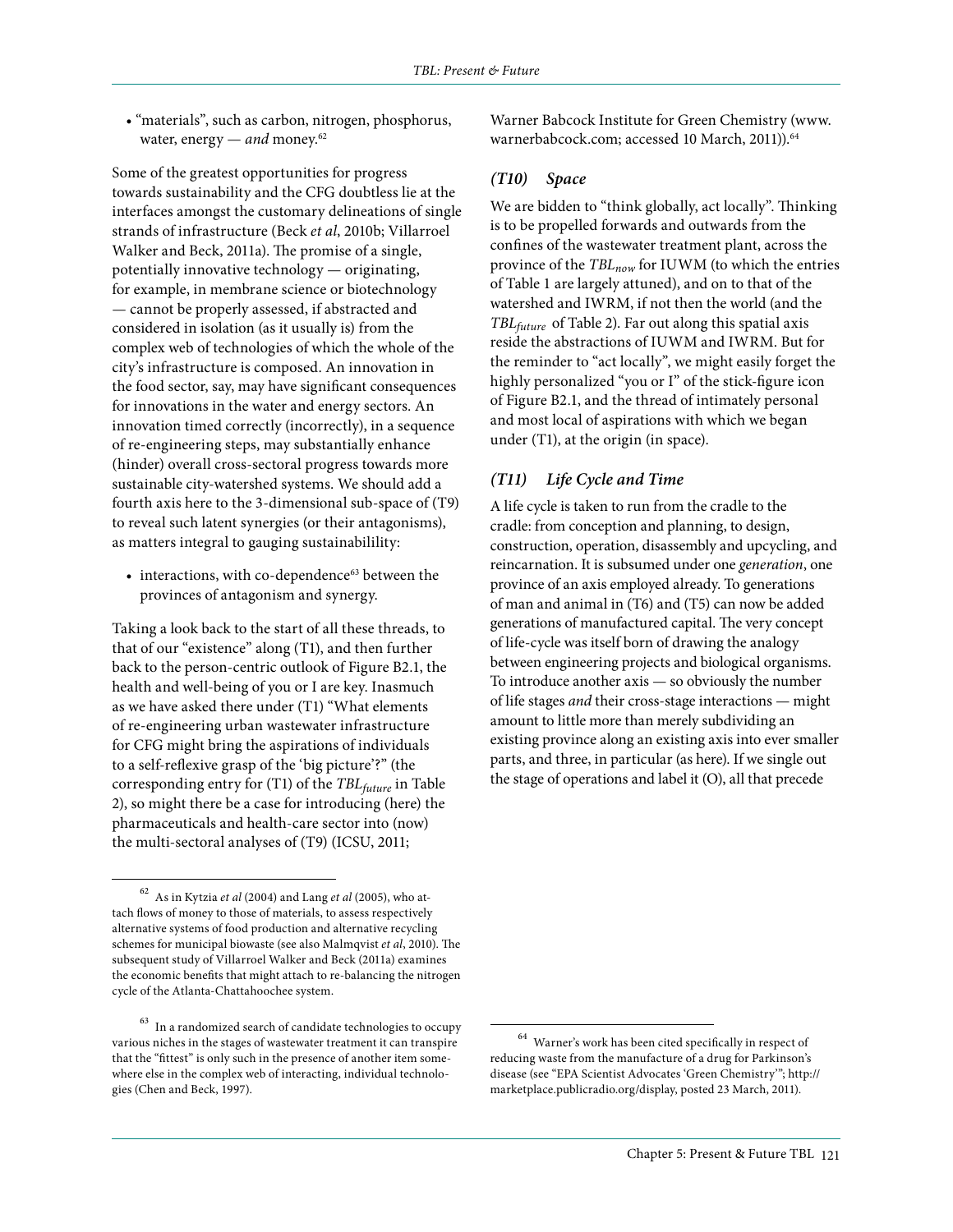- "materials", such as carbon, nitrogen, phosphorus, water, energy — *and* money.[62]

Some of the greatest opportunities for progress towards sustainability and the CFG doubtless lie at the interfaces amongst the customary delineations of single strands of infrastructure (Beck *et al*, 2010b; Villarroel Walker and Beck, 2011a). The promise of a single, potentially innovative technology — originating, for example, in membrane science or biotechnology — cannot be properly assessed, if abstracted and considered in isolation (as it usually is) from the complex web of technologies of which the whole of the city's infrastructure is composed. An innovation in the food sector, say, may have significant consequences for innovations in the water and energy sectors. An innovation timed correctly (incorrectly), in a sequence of re-engineering steps, may substantially enhance (hinder) overall cross-sectoral progress towards more sustainable city-watershed systems. We should add a fourth axis here to the 3-dimensional sub-space of (T9) to reveal such latent synergies (or their antagonisms), as matters integral to gauging sustainabilility:

- interactions, with co-dependence[63] between the provinces of antagonism and synergy.

Taking a look back to the start of all these threads, to that of our "existence" along (T1), and then further back to the person-centric outlook of Figure B2.1, the health and well-being of you or I are key. Inasmuch as we have asked there under (T1) "What elements of re-engineering urban wastewater infrastructure for CFG might bring the aspirations of individuals to a self-reflexive grasp of the 'big picture'?" (the corresponding entry for (T1) of the $TBL_{future}$ in Table 2), so might there be a case for introducing (here) the pharmaceuticals and health-care sector into (now) the multi-sectoral analyses of (T9) (ICSU, 2011; Warner Babcock Institute for Green Chemistry (www.warnerbabcock.com; accessed 10 March, 2011)).[64]

### *(T10) Space*

We are bidden to "think globally, act locally". Thinking is to be propelled forwards and outwards from the confines of the wastewater treatment plant, across the province of the $TBL_{now}$ for IUWM (to which the entries of Table 1 are largely attuned), and on to that of the watershed and IWRM, if not then the world (and the $TBL_{future}$ of Table 2). Far out along this spatial axis reside the abstractions of IUWM and IWRM. But for the reminder to "act locally", we might easily forget the highly personalized "you or I" of the stick-figure icon of Figure B2.1, and the thread of intimately personal and most local of aspirations with which we began under (T1), at the origin (in space).

### *(T11) Life Cycle and Time*

A life cycle is taken to run from the cradle to the cradle: from conception and planning, to design, construction, operation, disassembly and upcycling, and reincarnation. It is subsumed under one *generation*, one province of an axis employed already. To generations of man and animal in (T6) and (T5) can now be added generations of manufactured capital. The very concept of life-cycle was itself born of drawing the analogy between engineering projects and biological organisms. To introduce another axis — so obviously the number of life stages *and* their cross-stage interactions — might amount to little more than merely subdividing an existing province along an existing axis into ever smaller parts, and three, in particular (as here). If we single out the stage of operations and label it (O), all that precede

---

[62] As in Kytzia *et al* (2004) and Lang *et al* (2005), who attach flows of money to those of materials, to assess respectively alternative systems of food production and alternative recycling schemes for municipal biowaste (see also Malmqvist *et al*, 2010). The subsequent study of Villarroel Walker and Beck (2011a) examines the economic benefits that might attach to re-balancing the nitrogen cycle of the Atlanta-Chattahoochee system.

[63] In a randomized search of candidate technologies to occupy various niches in the stages of wastewater treatment it can transpire that the "fittest" is only such in the presence of another item somewhere else in the complex web of interacting, individual technologies (Chen and Beck, 1997).

[64] Warner's work has been cited specifically in respect of reducing waste from the manufacture of a drug for Parkinson's disease (see "EPA Scientist Advocates 'Green Chemistry'"; http://marketplace.publicradio.org/display, posted 23 March, 2011).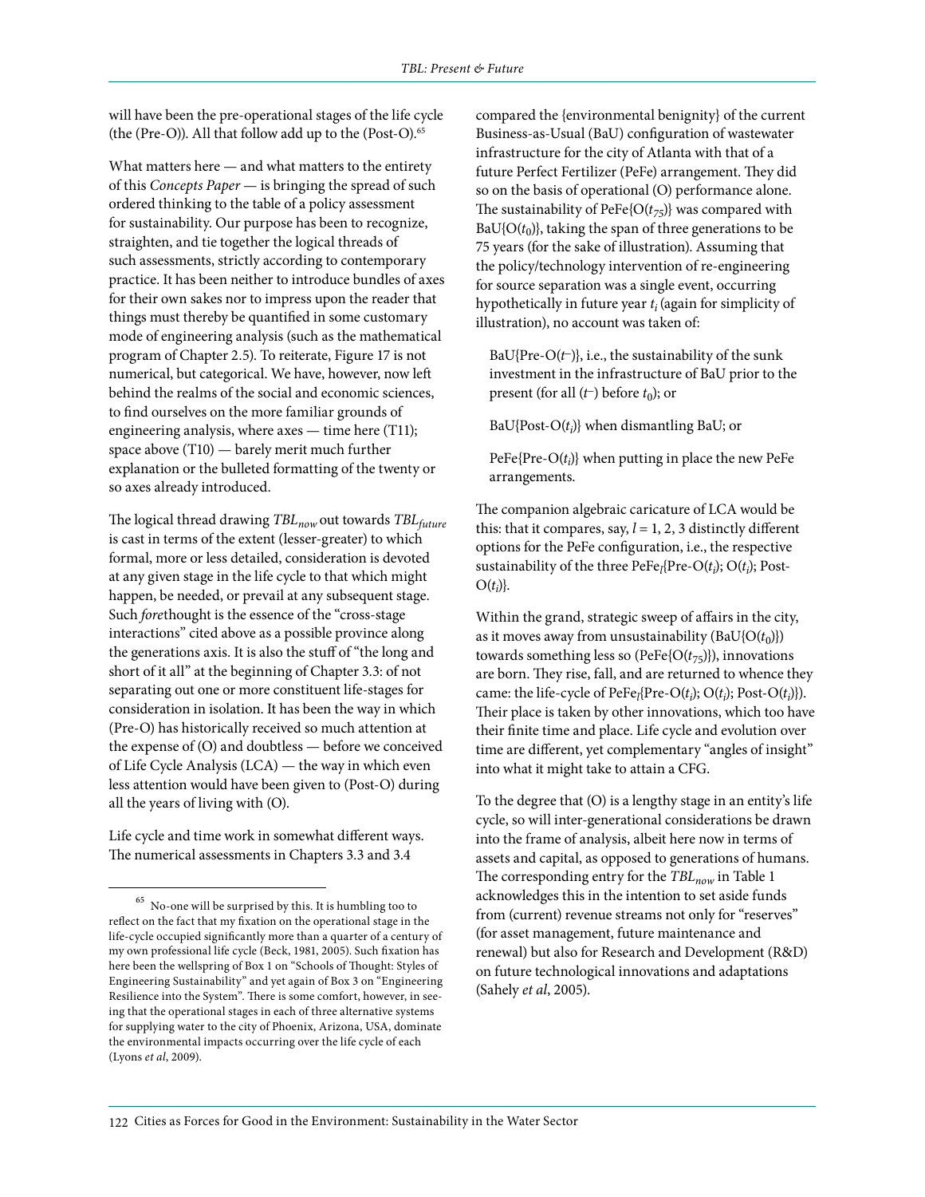will have been the pre-operational stages of the life cycle (the (Pre-O)). All that follow add up to the (Post-O).[65]

What matters here — and what matters to the entirety of this *Concepts Paper* — is bringing the spread of such ordered thinking to the table of a policy assessment for sustainability. Our purpose has been to recognize, straighten, and tie together the logical threads of such assessments, strictly according to contemporary practice. It has been neither to introduce bundles of axes for their own sakes nor to impress upon the reader that things must thereby be quantified in some customary mode of engineering analysis (such as the mathematical program of Chapter 2.5). To reiterate, Figure 17 is not numerical, but categorical. We have, however, now left behind the realms of the social and economic sciences, to find ourselves on the more familiar grounds of engineering analysis, where axes — time here (T11); space above (T10) — barely merit much further explanation or the bulleted formatting of the twenty or so axes already introduced.

The logical thread drawing $TBL_{now}$ out towards $TBL_{future}$ is cast in terms of the extent (lesser-greater) to which formal, more or less detailed, consideration is devoted at any given stage in the life cycle to that which might happen, be needed, or prevail at any subsequent stage. Such *fore*thought is the essence of the "cross-stage interactions" cited above as a possible province along the generations axis. It is also the stuff of "the long and short of it all" at the beginning of Chapter 3.3: of not separating out one or more constituent life-stages for consideration in isolation. It has been the way in which (Pre-O) has historically received so much attention at the expense of (O) and doubtless — before we conceived of Life Cycle Analysis (LCA) — the way in which even less attention would have been given to (Post-O) during all the years of living with (O).

Life cycle and time work in somewhat different ways. The numerical assessments in Chapters 3.3 and 3.4 compared the {environmental benignity} of the current Business-as-Usual (BaU) configuration of wastewater infrastructure for the city of Atlanta with that of a future Perfect Fertilizer (PeFe) arrangement. They did so on the basis of operational (O) performance alone. The sustainability of PeFe{O($t_{75}$)} was compared with BaU{O($t_0$)}, taking the span of three generations to be 75 years (for the sake of illustration). Assuming that the policy/technology intervention of re-engineering for source separation was a single event, occurring hypothetically in future year $t_i$ (again for simplicity of illustration), no account was taken of:

> BaU{Pre-O($t^{-}$)}, i.e., the sustainability of the sunk investment in the infrastructure of BaU prior to the present (for all ($t^{-}$) before $t_0$); or
>
> BaU{Post-O($t_i$)} when dismantling BaU; or
>
> PeFe{Pre-O($t_i$)} when putting in place the new PeFe arrangements.

The companion algebraic caricature of LCA would be this: that it compares, say, $l = 1, 2, 3$ distinctly different options for the PeFe configuration, i.e., the respective sustainability of the three $\text{PeFe}_l${Pre-O($t_i$); O($t_i$); Post-O($t_i$)}.

Within the grand, strategic sweep of affairs in the city, as it moves away from unsustainability (BaU{O($t_0$)}) towards something less so (PeFe{O($t_{75}$)}), innovations are born. They rise, fall, and are returned to whence they came: the life-cycle of $\text{PeFe}_l${Pre-O($t_i$); O($t_i$); Post-O($t_i$)}). Their place is taken by other innovations, which too have their finite time and place. Life cycle and evolution over time are different, yet complementary "angles of insight" into what it might take to attain a CFG.

To the degree that (O) is a lengthy stage in an entity's life cycle, so will inter-generational considerations be drawn into the frame of analysis, albeit here now in terms of assets and capital, as opposed to generations of humans. The corresponding entry for the $TBL_{now}$ in Table 1 acknowledges this in the intention to set aside funds from (current) revenue streams not only for "reserves" (for asset management, future maintenance and renewal) but also for Research and Development (R&D) on future technological innovations and adaptations (Sahely *et al*, 2005).

---

[65] No-one will be surprised by this. It is humbling too to reflect on the fact that my fixation on the operational stage in the life-cycle occupied significantly more than a quarter of a century of my own professional life cycle (Beck, 1981, 2005). Such fixation has here been the wellspring of Box 1 on "Schools of Thought: Styles of Engineering Sustainability" and yet again of Box 3 on "Engineering Resilience into the System". There is some comfort, however, in seeing that the operational stages in each of three alternative systems for supplying water to the city of Phoenix, Arizona, USA, dominate the environmental impacts occurring over the life cycle of each (Lyons *et al*, 2009).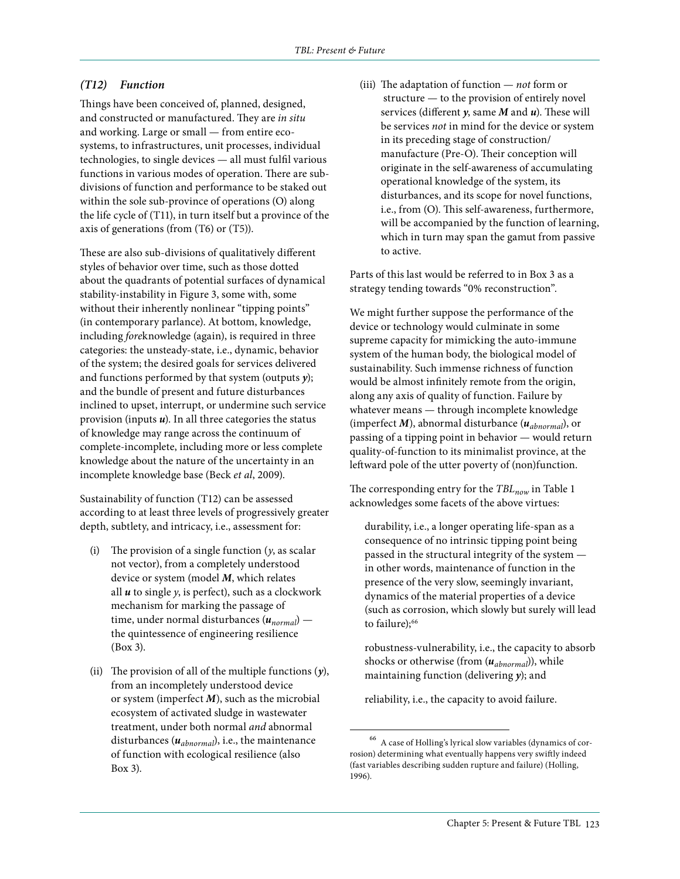### *(T12) Function*

Things have been conceived of, planned, designed, and constructed or manufactured. They are *in situ* and working. Large or small — from entire ecosystems, to infrastructures, unit processes, individual technologies, to single devices — all must fulfil various functions in various modes of operation. There are subdivisions of function and performance to be staked out within the sole sub-province of operations (O) along the life cycle of (T11), in turn itself but a province of the axis of generations (from (T6) or (T5)).

These are also sub-divisions of qualitatively different styles of behavior over time, such as those dotted about the quadrants of potential surfaces of dynamical stability-instability in Figure 3, some with, some without their inherently nonlinear "tipping points" (in contemporary parlance). At bottom, knowledge, including *fore*knowledge (again), is required in three categories: the unsteady-state, i.e., dynamic, behavior of the system; the desired goals for services delivered and functions performed by that system (outputs $\boldsymbol{y}$); and the bundle of present and future disturbances inclined to upset, interrupt, or undermine such service provision (inputs $\boldsymbol{u}$). In all three categories the status of knowledge may range across the continuum of complete-incomplete, including more or less complete knowledge about the nature of the uncertainty in an incomplete knowledge base (Beck *et al*, 2009).

Sustainability of function (T12) can be assessed according to at least three levels of progressively greater depth, subtlety, and intricacy, i.e., assessment for:

(i) The provision of a single function ($y$, as scalar not vector), from a completely understood device or system (model $\boldsymbol{M}$, which relates all $\boldsymbol{u}$ to single $y$, is perfect), such as a clockwork mechanism for marking the passage of time, under normal disturbances ($\boldsymbol{u}_{normal}$) — the quintessence of engineering resilience (Box 3).

(ii) The provision of all of the multiple functions ($\boldsymbol{y}$), from an incompletely understood device or system (imperfect $\boldsymbol{M}$), such as the microbial ecosystem of activated sludge in wastewater treatment, under both normal *and* abnormal disturbances ($\boldsymbol{u}_{abnormal}$), i.e., the maintenance of function with ecological resilience (also Box 3).

(iii) The adaptation of function — *not* form or structure — to the provision of entirely novel services (different $\boldsymbol{y}$, same $\boldsymbol{M}$ and $\boldsymbol{u}$). These will be services *not* in mind for the device or system in its preceding stage of construction/manufacture (Pre-O). Their conception will originate in the self-awareness of accumulating operational knowledge of the system, its disturbances, and its scope for novel functions, i.e., from (O). This self-awareness, furthermore, will be accompanied by the function of learning, which in turn may span the gamut from passive to active.

Parts of this last would be referred to in Box 3 as a strategy tending towards "0% reconstruction".

We might further suppose the performance of the device or technology would culminate in some supreme capacity for mimicking the auto-immune system of the human body, the biological model of sustainability. Such immense richness of function would be almost infinitely remote from the origin, along any axis of quality of function. Failure by whatever means — through incomplete knowledge (imperfect $\boldsymbol{M}$), abnormal disturbance ($\boldsymbol{u}_{abnormal}$), or passing of a tipping point in behavior — would return quality-of-function to its minimalist province, at the leftward pole of the utter poverty of (non)function.

The corresponding entry for the $TBL_{now}$ in Table 1 acknowledges some facets of the above virtues:

> durability, i.e., a longer operating life-span as a consequence of no intrinsic tipping point being passed in the structural integrity of the system — in other words, maintenance of function in the presence of the very slow, seemingly invariant, dynamics of the material properties of a device (such as corrosion, which slowly but surely will lead to failure);[66]
>
> robustness-vulnerability, i.e., the capacity to absorb shocks or otherwise (from ($\boldsymbol{u}_{abnormal}$)), while maintaining function (delivering $\boldsymbol{y}$); and
>
> reliability, i.e., the capacity to avoid failure.

---

[66] A case of Holling's lyrical slow variables (dynamics of corrosion) determining what eventually happens very swiftly indeed (fast variables describing sudden rupture and failure) (Holling, 1996).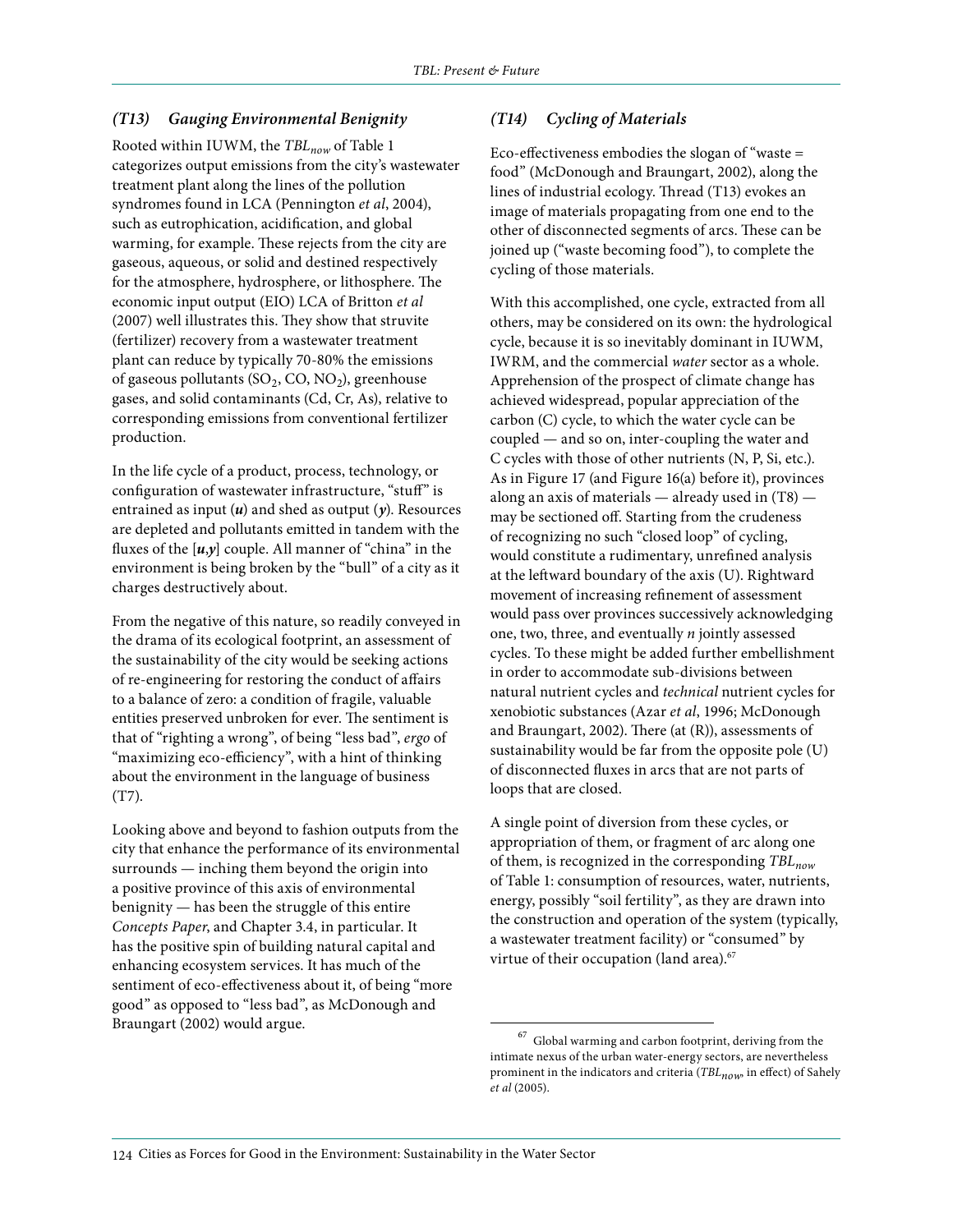### *(T13) Gauging Environmental Benignity*

Rooted within IUWM, the $TBL_{now}$ of Table 1 categorizes output emissions from the city's wastewater treatment plant along the lines of the pollution syndromes found in LCA (Pennington *et al*, 2004), such as eutrophication, acidification, and global warming, for example. These rejects from the city are gaseous, aqueous, or solid and destined respectively for the atmosphere, hydrosphere, or lithosphere. The economic input output (EIO) LCA of Britton *et al* (2007) well illustrates this. They show that struvite (fertilizer) recovery from a wastewater treatment plant can reduce by typically 70-80% the emissions of gaseous pollutants ($SO_2$, CO, $NO_2$), greenhouse gases, and solid contaminants (Cd, Cr, As), relative to corresponding emissions from conventional fertilizer production.

In the life cycle of a product, process, technology, or configuration of wastewater infrastructure, "stuff" is entrained as input ($\boldsymbol{u}$) and shed as output ($\boldsymbol{y}$). Resources are depleted and pollutants emitted in tandem with the fluxes of the $[\boldsymbol{u},\boldsymbol{y}]$ couple. All manner of "china" in the environment is being broken by the "bull" of a city as it charges destructively about.

From the negative of this nature, so readily conveyed in the drama of its ecological footprint, an assessment of the sustainability of the city would be seeking actions of re-engineering for restoring the conduct of affairs to a balance of zero: a condition of fragile, valuable entities preserved unbroken for ever. The sentiment is that of "righting a wrong", of being "less bad", *ergo* of "maximizing eco-efficiency", with a hint of thinking about the environment in the language of business (T7).

Looking above and beyond to fashion outputs from the city that enhance the performance of its environmental surrounds — inching them beyond the origin into a positive province of this axis of environmental benignity — has been the struggle of this entire *Concepts Paper*, and Chapter 3.4, in particular. It has the positive spin of building natural capital and enhancing ecosystem services. It has much of the sentiment of eco-effectiveness about it, of being "more good" as opposed to "less bad", as McDonough and Braungart (2002) would argue.

### *(T14) Cycling of Materials*

Eco-effectiveness embodies the slogan of "waste = food" (McDonough and Braungart, 2002), along the lines of industrial ecology. Thread (T13) evokes an image of materials propagating from one end to the other of disconnected segments of arcs. These can be joined up ("waste becoming food"), to complete the cycling of those materials.

With this accomplished, one cycle, extracted from all others, may be considered on its own: the hydrological cycle, because it is so inevitably dominant in IUWM, IWRM, and the commercial *water* sector as a whole. Apprehension of the prospect of climate change has achieved widespread, popular appreciation of the carbon (C) cycle, to which the water cycle can be coupled — and so on, inter-coupling the water and C cycles with those of other nutrients (N, P, Si, etc.). As in Figure 17 (and Figure 16(a) before it), provinces along an axis of materials — already used in (T8) — may be sectioned off. Starting from the crudeness of recognizing no such "closed loop" of cycling, would constitute a rudimentary, unrefined analysis at the leftward boundary of the axis (U). Rightward movement of increasing refinement of assessment would pass over provinces successively acknowledging one, two, three, and eventually $n$ jointly assessed cycles. To these might be added further embellishment in order to accommodate sub-divisions between natural nutrient cycles and *technical* nutrient cycles for xenobiotic substances (Azar *et al*, 1996; McDonough and Braungart, 2002). There (at (R)), assessments of sustainability would be far from the opposite pole (U) of disconnected fluxes in arcs that are not parts of loops that are closed.

A single point of diversion from these cycles, or appropriation of them, or fragment of arc along one of them, is recognized in the corresponding $TBL_{now}$ of Table 1: consumption of resources, water, nutrients, energy, possibly "soil fertility", as they are drawn into the construction and operation of the system (typically, a wastewater treatment facility) or "consumed" by virtue of their occupation (land area).[67]

[67] Global warming and carbon footprint, deriving from the intimate nexus of the urban water-energy sectors, are nevertheless prominent in the indicators and criteria ($TBL_{now}$, in effect) of Sahely *et al* (2005).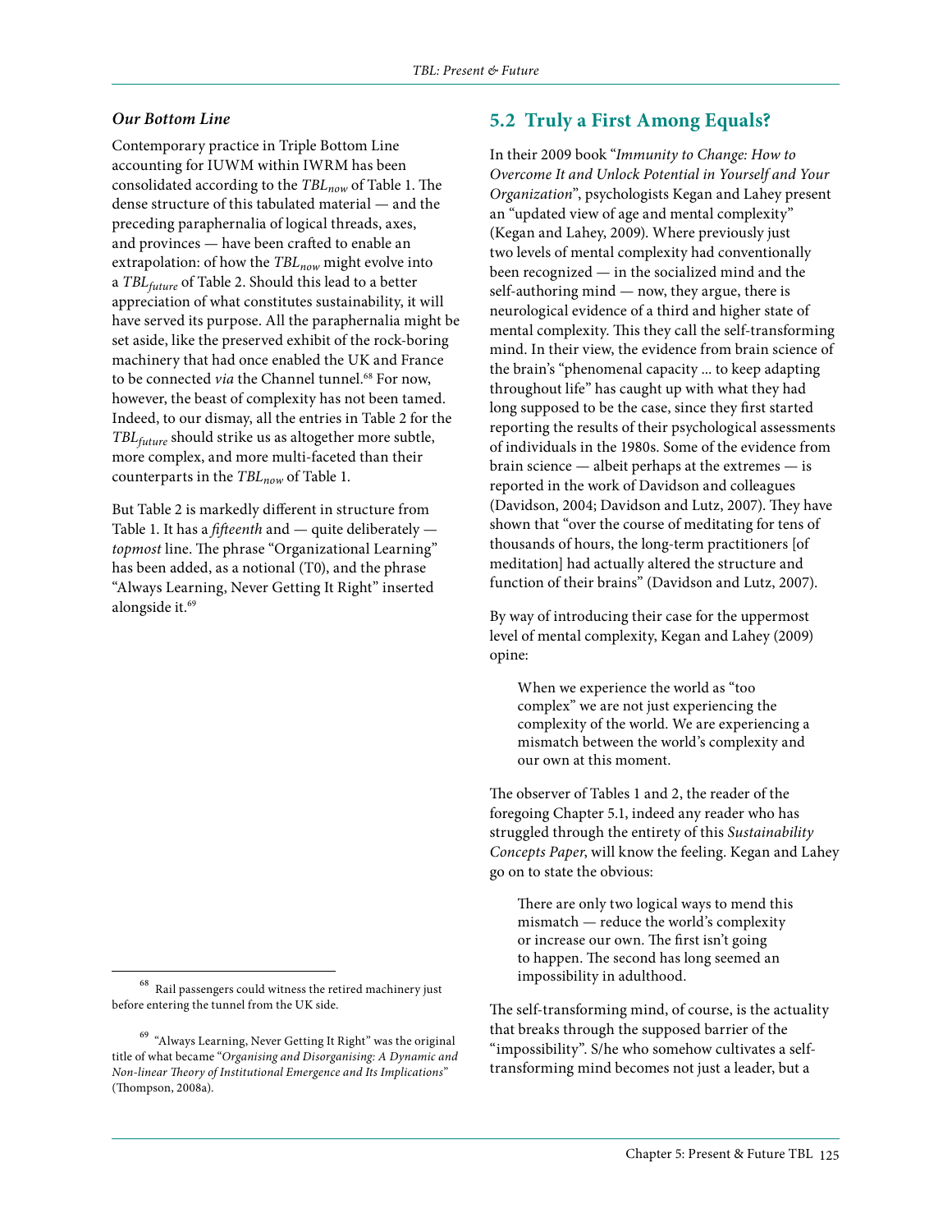### *Our Bottom Line*

Contemporary practice in Triple Bottom Line accounting for IUWM within IWRM has been consolidated according to the $TBL_{now}$ of Table 1. The dense structure of this tabulated material — and the preceding paraphernalia of logical threads, axes, and provinces — have been crafted to enable an extrapolation: of how the $TBL_{now}$ might evolve into a $TBL_{future}$ of Table 2. Should this lead to a better appreciation of what constitutes sustainability, it will have served its purpose. All the paraphernalia might be set aside, like the preserved exhibit of the rock-boring machinery that had once enabled the UK and France to be connected *via* the Channel tunnel.[68] For now, however, the beast of complexity has not been tamed. Indeed, to our dismay, all the entries in Table 2 for the $TBL_{future}$ should strike us as altogether more subtle, more complex, and more multi-faceted than their counterparts in the $TBL_{now}$ of Table 1.

But Table 2 is markedly different in structure from Table 1. It has a *fifteenth* and — quite deliberately — *topmost* line. The phrase "Organizational Learning" has been added, as a notional (T0), and the phrase "Always Learning, Never Getting It Right" inserted alongside it.[69]

## 5.2 Truly a First Among Equals?

In their 2009 book "*Immunity to Change: How to Overcome It and Unlock Potential in Yourself and Your Organization*", psychologists Kegan and Lahey present an "updated view of age and mental complexity" (Kegan and Lahey, 2009). Where previously just two levels of mental complexity had conventionally been recognized — in the socialized mind and the self-authoring mind — now, they argue, there is neurological evidence of a third and higher state of mental complexity. This they call the self-transforming mind. In their view, the evidence from brain science of the brain's "phenomenal capacity ... to keep adapting throughout life" has caught up with what they had long supposed to be the case, since they first started reporting the results of their psychological assessments of individuals in the 1980s. Some of the evidence from brain science — albeit perhaps at the extremes — is reported in the work of Davidson and colleagues (Davidson, 2004; Davidson and Lutz, 2007). They have shown that "over the course of meditating for tens of thousands of hours, the long-term practitioners [of meditation] had actually altered the structure and function of their brains" (Davidson and Lutz, 2007).

By way of introducing their case for the uppermost level of mental complexity, Kegan and Lahey (2009) opine:

> When we experience the world as "too complex" we are not just experiencing the complexity of the world. We are experiencing a mismatch between the world's complexity and our own at this moment.

The observer of Tables 1 and 2, the reader of the foregoing Chapter 5.1, indeed any reader who has struggled through the entirety of this *Sustainability Concepts Paper*, will know the feeling. Kegan and Lahey go on to state the obvious:

> There are only two logical ways to mend this mismatch — reduce the world's complexity or increase our own. The first isn't going to happen. The second has long seemed an impossibility in adulthood.

The self-transforming mind, of course, is the actuality that breaks through the supposed barrier of the "impossibility". S/he who somehow cultivates a self-transforming mind becomes not just a leader, but a

---

[68] Rail passengers could witness the retired machinery just before entering the tunnel from the UK side.

[69] "Always Learning, Never Getting It Right" was the original title of what became "*Organising and Disorganising: A Dynamic and Non-linear Theory of Institutional Emergence and Its Implications*" (Thompson, 2008a).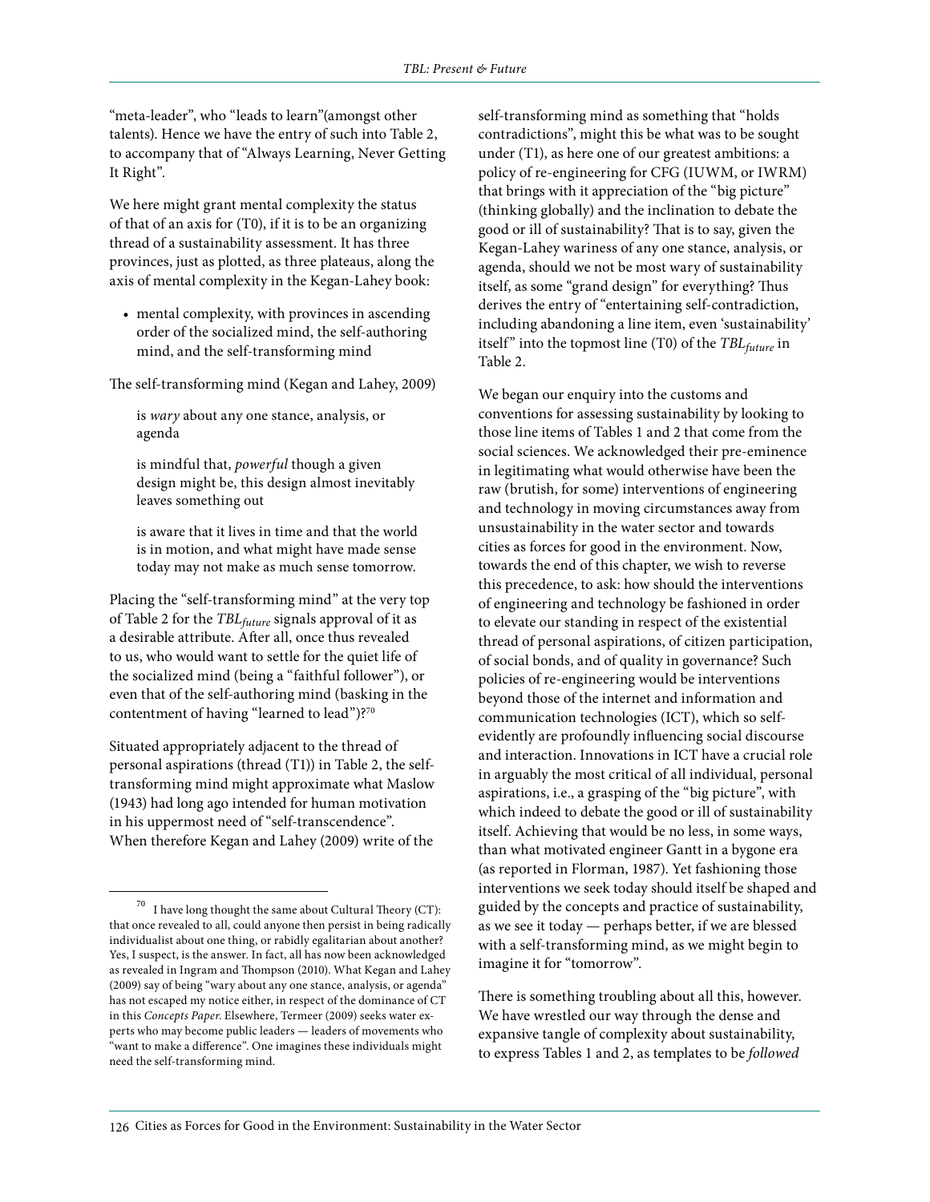"meta-leader", who "leads to learn"(amongst other talents). Hence we have the entry of such into Table 2, to accompany that of "Always Learning, Never Getting It Right".

We here might grant mental complexity the status of that of an axis for (T0), if it is to be an organizing thread of a sustainability assessment. It has three provinces, just as plotted, as three plateaus, along the axis of mental complexity in the Kegan-Lahey book:

- mental complexity, with provinces in ascending order of the socialized mind, the self-authoring mind, and the self-transforming mind

The self-transforming mind (Kegan and Lahey, 2009)

> is *wary* about any one stance, analysis, or agenda
>
> is mindful that, *powerful* though a given design might be, this design almost inevitably leaves something out
>
> is aware that it lives in time and that the world is in motion, and what might have made sense today may not make as much sense tomorrow.

Placing the "self-transforming mind" at the very top of Table 2 for the $TBL_{future}$ signals approval of it as a desirable attribute. After all, once thus revealed to us, who would want to settle for the quiet life of the socialized mind (being a "faithful follower"), or even that of the self-authoring mind (basking in the contentment of having "learned to lead")?[70]

Situated appropriately adjacent to the thread of personal aspirations (thread (T1)) in Table 2, the self-transforming mind might approximate what Maslow (1943) had long ago intended for human motivation in his uppermost need of "self-transcendence". When therefore Kegan and Lahey (2009) write of the self-transforming mind as something that "holds contradictions", might this be what was to be sought under (T1), as here one of our greatest ambitions: a policy of re-engineering for CFG (IUWM, or IWRM) that brings with it appreciation of the "big picture" (thinking globally) and the inclination to debate the good or ill of sustainability? That is to say, given the Kegan-Lahey wariness of any one stance, analysis, or agenda, should we not be most wary of sustainability itself, as some "grand design" for everything? Thus derives the entry of "entertaining self-contradiction, including abandoning a line item, even 'sustainability' itself" into the topmost line (T0) of the $TBL_{future}$ in Table 2.

We began our enquiry into the customs and conventions for assessing sustainability by looking to those line items of Tables 1 and 2 that come from the social sciences. We acknowledged their pre-eminence in legitimating what would otherwise have been the raw (brutish, for some) interventions of engineering and technology in moving circumstances away from unsustainability in the water sector and towards cities as forces for good in the environment. Now, towards the end of this chapter, we wish to reverse this precedence, to ask: how should the interventions of engineering and technology be fashioned in order to elevate our standing in respect of the existential thread of personal aspirations, of citizen participation, of social bonds, and of quality in governance? Such policies of re-engineering would be interventions beyond those of the internet and information and communication technologies (ICT), which so self-evidently are profoundly influencing social discourse and interaction. Innovations in ICT have a crucial role in arguably the most critical of all individual, personal aspirations, i.e., a grasping of the "big picture", with which indeed to debate the good or ill of sustainability itself. Achieving that would be no less, in some ways, than what motivated engineer Gantt in a bygone era (as reported in Florman, 1987). Yet fashioning those interventions we seek today should itself be shaped and guided by the concepts and practice of sustainability, as we see it today — perhaps better, if we are blessed with a self-transforming mind, as we might begin to imagine it for "tomorrow".

There is something troubling about all this, however. We have wrestled our way through the dense and expansive tangle of complexity about sustainability, to express Tables 1 and 2, as templates to be *followed*

---

[70] I have long thought the same about Cultural Theory (CT): that once revealed to all, could anyone then persist in being radically individualist about one thing, or rabidly egalitarian about another? Yes, I suspect, is the answer. In fact, all has now been acknowledged as revealed in Ingram and Thompson (2010). What Kegan and Lahey (2009) say of being "wary about any one stance, analysis, or agenda" has not escaped my notice either, in respect of the dominance of CT in this *Concepts Paper*. Elsewhere, Termeer (2009) seeks water experts who may become public leaders — leaders of movements who "want to make a difference". One imagines these individuals might need the self-transforming mind.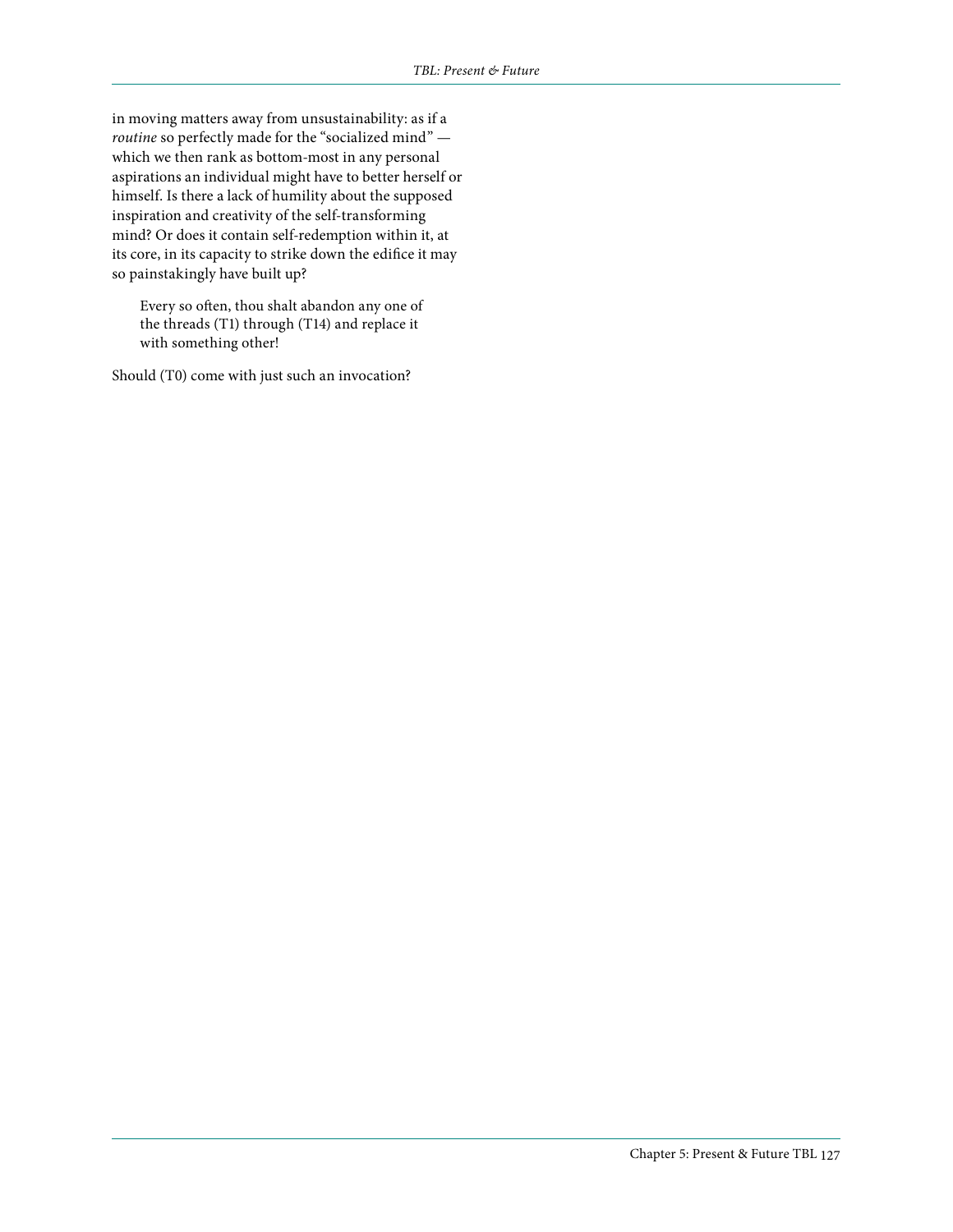in moving matters away from unsustainability: as if a *routine* so perfectly made for the "socialized mind" — which we then rank as bottom-most in any personal aspirations an individual might have to better herself or himself. Is there a lack of humility about the supposed inspiration and creativity of the self-transforming mind? Or does it contain self-redemption within it, at its core, in its capacity to strike down the edifice it may so painstakingly have built up?

> Every so often, thou shalt abandon any one of the threads (T1) through (T14) and replace it with something other!

Should (T0) come with just such an invocation?